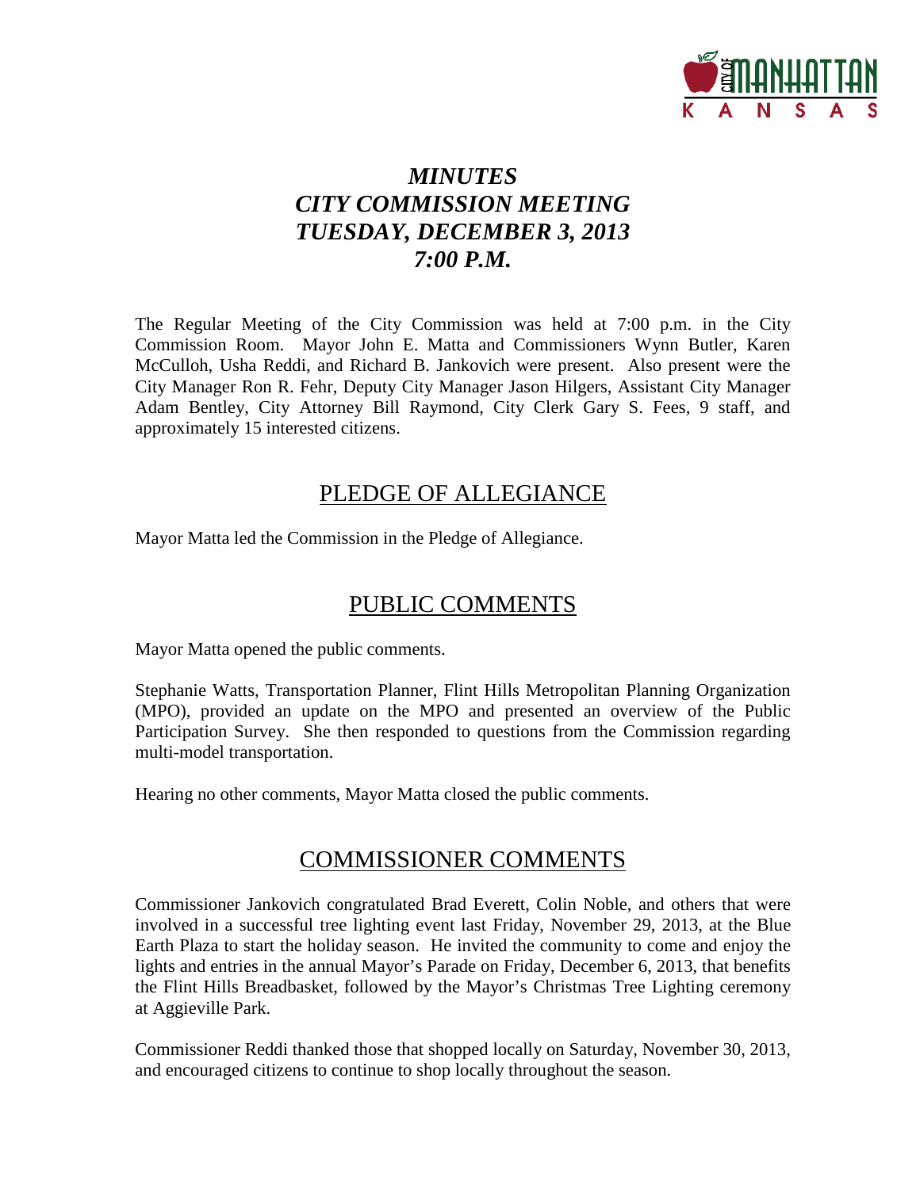# *MINUTES*
# *CITY COMMISSION MEETING*
# *TUESDAY, DECEMBER 3, 2013*
# *7:00 P.M.*

The Regular Meeting of the City Commission was held at 7:00 p.m. in the City Commission Room. Mayor John E. Matta and Commissioners Wynn Butler, Karen McCulloh, Usha Reddi, and Richard B. Jankovich were present. Also present were the City Manager Ron R. Fehr, Deputy City Manager Jason Hilgers, Assistant City Manager Adam Bentley, City Attorney Bill Raymond, City Clerk Gary S. Fees, 9 staff, and approximately 15 interested citizens.

## PLEDGE OF ALLEGIANCE

Mayor Matta led the Commission in the Pledge of Allegiance.

## PUBLIC COMMENTS

Mayor Matta opened the public comments.

Stephanie Watts, Transportation Planner, Flint Hills Metropolitan Planning Organization (MPO), provided an update on the MPO and presented an overview of the Public Participation Survey. She then responded to questions from the Commission regarding multi-model transportation.

Hearing no other comments, Mayor Matta closed the public comments.

## COMMISSIONER COMMENTS

Commissioner Jankovich congratulated Brad Everett, Colin Noble, and others that were involved in a successful tree lighting event last Friday, November 29, 2013, at the Blue Earth Plaza to start the holiday season. He invited the community to come and enjoy the lights and entries in the annual Mayor's Parade on Friday, December 6, 2013, that benefits the Flint Hills Breadbasket, followed by the Mayor's Christmas Tree Lighting ceremony at Aggieville Park.

Commissioner Reddi thanked those that shopped locally on Saturday, November 30, 2013, and encouraged citizens to continue to shop locally throughout the season.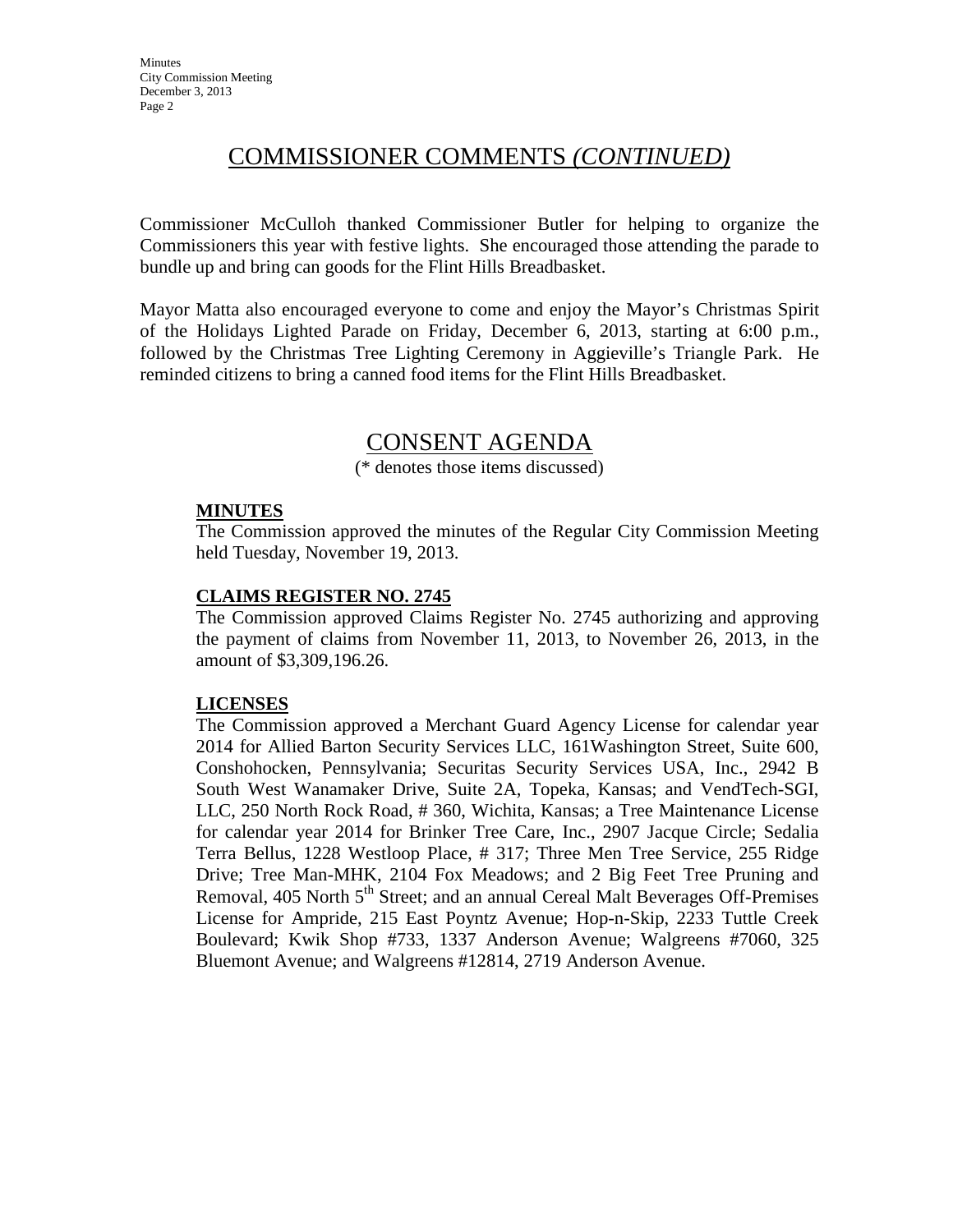## COMMISSIONER COMMENTS *(CONTINUED)*

Commissioner McCulloh thanked Commissioner Butler for helping to organize the Commissioners this year with festive lights. She encouraged those attending the parade to bundle up and bring can goods for the Flint Hills Breadbasket.

Mayor Matta also encouraged everyone to come and enjoy the Mayor's Christmas Spirit of the Holidays Lighted Parade on Friday, December 6, 2013, starting at 6:00 p.m., followed by the Christmas Tree Lighting Ceremony in Aggieville's Triangle Park. He reminded citizens to bring a canned food items for the Flint Hills Breadbasket.

## CONSENT AGENDA

(* denotes those items discussed)

**MINUTES**

The Commission approved the minutes of the Regular City Commission Meeting held Tuesday, November 19, 2013.

**CLAIMS REGISTER NO. 2745**

The Commission approved Claims Register No. 2745 authorizing and approving the payment of claims from November 11, 2013, to November 26, 2013, in the amount of $3,309,196.26.

**LICENSES**

The Commission approved a Merchant Guard Agency License for calendar year 2014 for Allied Barton Security Services LLC, 161Washington Street, Suite 600, Conshohocken, Pennsylvania; Securitas Security Services USA, Inc., 2942 B South West Wanamaker Drive, Suite 2A, Topeka, Kansas; and VendTech-SGI, LLC, 250 North Rock Road, # 360, Wichita, Kansas; a Tree Maintenance License for calendar year 2014 for Brinker Tree Care, Inc., 2907 Jacque Circle; Sedalia Terra Bellus, 1228 Westloop Place, # 317; Three Men Tree Service, 255 Ridge Drive; Tree Man-MHK, 2104 Fox Meadows; and 2 Big Feet Tree Pruning and Removal, 405 North 5th Street; and an annual Cereal Malt Beverages Off-Premises License for Ampride, 215 East Poyntz Avenue; Hop-n-Skip, 2233 Tuttle Creek Boulevard; Kwik Shop #733, 1337 Anderson Avenue; Walgreens #7060, 325 Bluemont Avenue; and Walgreens #12814, 2719 Anderson Avenue.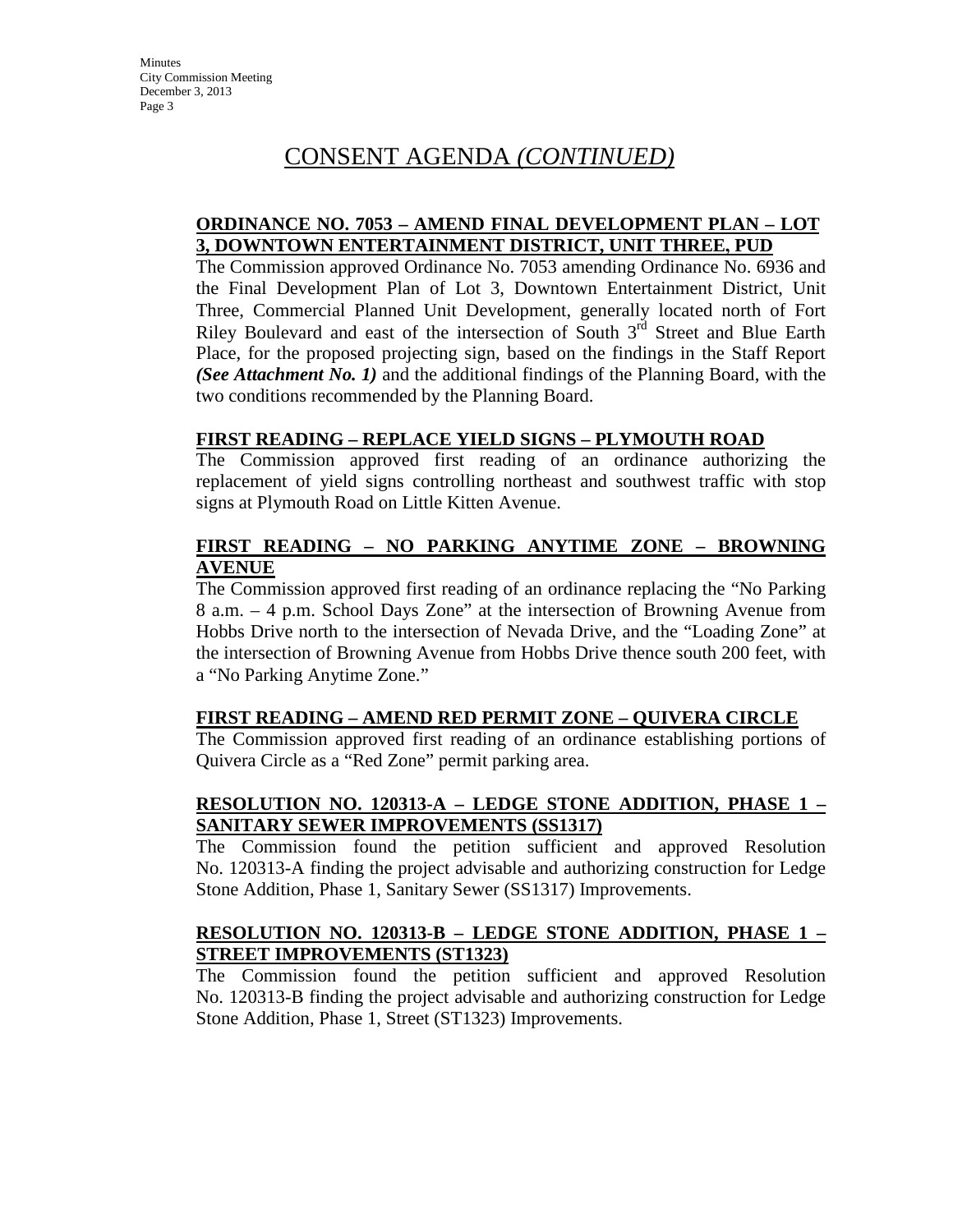# CONSENT AGENDA *(CONTINUED)*

**ORDINANCE NO. 7053 – AMEND FINAL DEVELOPMENT PLAN – LOT 3, DOWNTOWN ENTERTAINMENT DISTRICT, UNIT THREE, PUD**

The Commission approved Ordinance No. 7053 amending Ordinance No. 6936 and the Final Development Plan of Lot 3, Downtown Entertainment District, Unit Three, Commercial Planned Unit Development, generally located north of Fort Riley Boulevard and east of the intersection of South 3rd Street and Blue Earth Place, for the proposed projecting sign, based on the findings in the Staff Report ***(See Attachment No. 1)*** and the additional findings of the Planning Board, with the two conditions recommended by the Planning Board.

**FIRST READING – REPLACE YIELD SIGNS – PLYMOUTH ROAD**

The Commission approved first reading of an ordinance authorizing the replacement of yield signs controlling northeast and southwest traffic with stop signs at Plymouth Road on Little Kitten Avenue.

**FIRST READING – NO PARKING ANYTIME ZONE – BROWNING AVENUE**

The Commission approved first reading of an ordinance replacing the "No Parking 8 a.m. – 4 p.m. School Days Zone" at the intersection of Browning Avenue from Hobbs Drive north to the intersection of Nevada Drive, and the "Loading Zone" at the intersection of Browning Avenue from Hobbs Drive thence south 200 feet, with a "No Parking Anytime Zone."

**FIRST READING – AMEND RED PERMIT ZONE – QUIVERA CIRCLE**

The Commission approved first reading of an ordinance establishing portions of Quivera Circle as a "Red Zone" permit parking area.

**RESOLUTION NO. 120313-A – LEDGE STONE ADDITION, PHASE 1 – SANITARY SEWER IMPROVEMENTS (SS1317)**

The Commission found the petition sufficient and approved Resolution No. 120313-A finding the project advisable and authorizing construction for Ledge Stone Addition, Phase 1, Sanitary Sewer (SS1317) Improvements.

**RESOLUTION NO. 120313-B – LEDGE STONE ADDITION, PHASE 1 – STREET IMPROVEMENTS (ST1323)**

The Commission found the petition sufficient and approved Resolution No. 120313-B finding the project advisable and authorizing construction for Ledge Stone Addition, Phase 1, Street (ST1323) Improvements.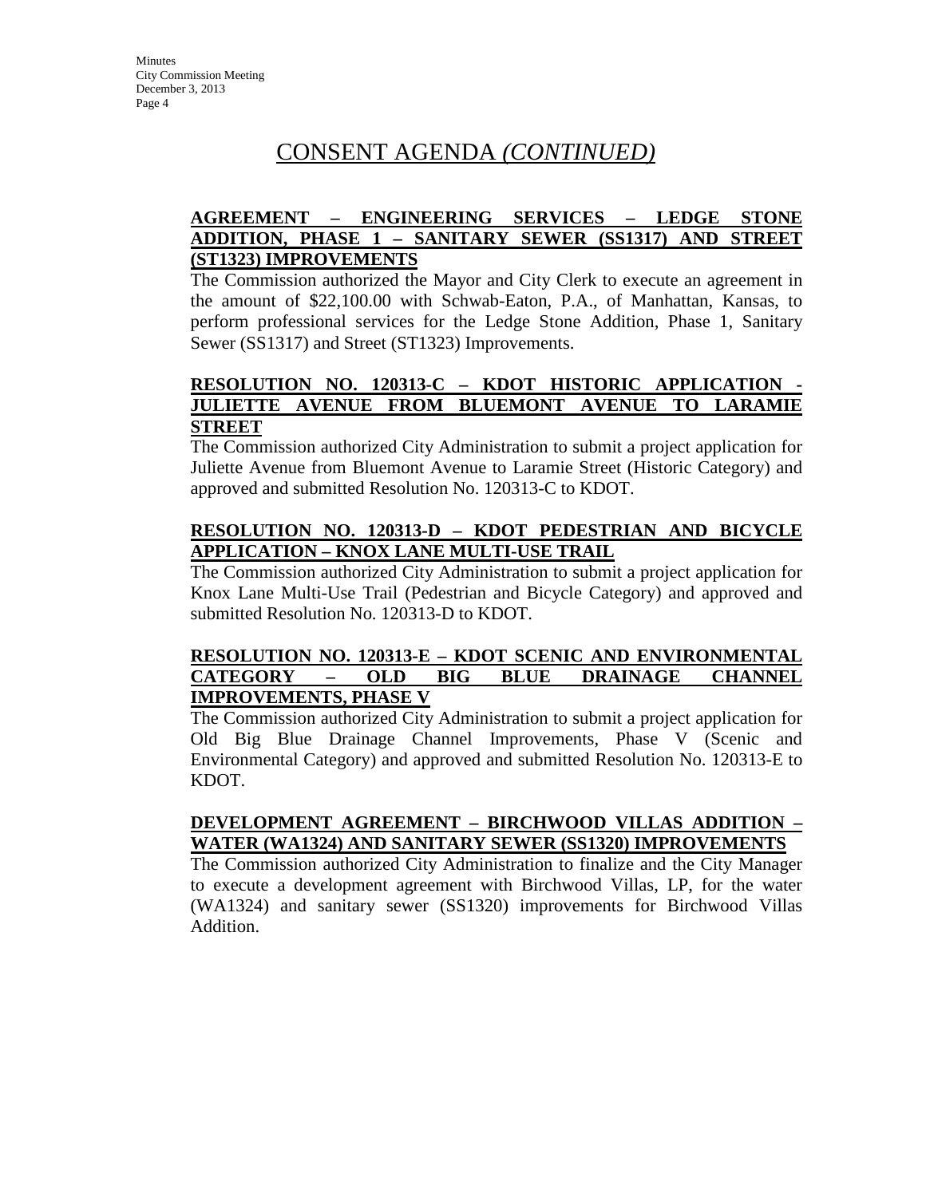# CONSENT AGENDA *(CONTINUED)*

**AGREEMENT – ENGINEERING SERVICES – LEDGE STONE ADDITION, PHASE 1 – SANITARY SEWER (SS1317) AND STREET (ST1323) IMPROVEMENTS**

The Commission authorized the Mayor and City Clerk to execute an agreement in the amount of $22,100.00 with Schwab-Eaton, P.A., of Manhattan, Kansas, to perform professional services for the Ledge Stone Addition, Phase 1, Sanitary Sewer (SS1317) and Street (ST1323) Improvements.

**RESOLUTION NO. 120313-C – KDOT HISTORIC APPLICATION - JULIETTE AVENUE FROM BLUEMONT AVENUE TO LARAMIE STREET**

The Commission authorized City Administration to submit a project application for Juliette Avenue from Bluemont Avenue to Laramie Street (Historic Category) and approved and submitted Resolution No. 120313-C to KDOT.

**RESOLUTION NO. 120313-D – KDOT PEDESTRIAN AND BICYCLE APPLICATION – KNOX LANE MULTI-USE TRAIL**

The Commission authorized City Administration to submit a project application for Knox Lane Multi-Use Trail (Pedestrian and Bicycle Category) and approved and submitted Resolution No. 120313-D to KDOT.

**RESOLUTION NO. 120313-E – KDOT SCENIC AND ENVIRONMENTAL CATEGORY – OLD BIG BLUE DRAINAGE CHANNEL IMPROVEMENTS, PHASE V**

The Commission authorized City Administration to submit a project application for Old Big Blue Drainage Channel Improvements, Phase V (Scenic and Environmental Category) and approved and submitted Resolution No. 120313-E to KDOT.

**DEVELOPMENT AGREEMENT – BIRCHWOOD VILLAS ADDITION – WATER (WA1324) AND SANITARY SEWER (SS1320) IMPROVEMENTS**

The Commission authorized City Administration to finalize and the City Manager to execute a development agreement with Birchwood Villas, LP, for the water (WA1324) and sanitary sewer (SS1320) improvements for Birchwood Villas Addition.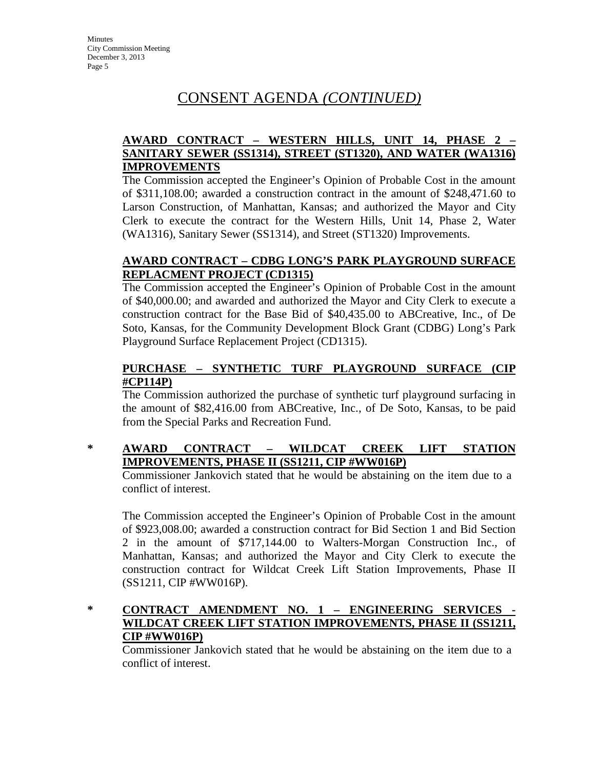# CONSENT AGENDA *(CONTINUED)*

**AWARD CONTRACT – WESTERN HILLS, UNIT 14, PHASE 2 – SANITARY SEWER (SS1314), STREET (ST1320), AND WATER (WA1316) IMPROVEMENTS**

The Commission accepted the Engineer's Opinion of Probable Cost in the amount of $311,108.00; awarded a construction contract in the amount of $248,471.60 to Larson Construction, of Manhattan, Kansas; and authorized the Mayor and City Clerk to execute the contract for the Western Hills, Unit 14, Phase 2, Water (WA1316), Sanitary Sewer (SS1314), and Street (ST1320) Improvements.

**AWARD CONTRACT – CDBG LONG'S PARK PLAYGROUND SURFACE REPLACMENT PROJECT (CD1315)**

The Commission accepted the Engineer's Opinion of Probable Cost in the amount of $40,000.00; and awarded and authorized the Mayor and City Clerk to execute a construction contract for the Base Bid of $40,435.00 to ABCreative, Inc., of De Soto, Kansas, for the Community Development Block Grant (CDBG) Long's Park Playground Surface Replacement Project (CD1315).

**PURCHASE – SYNTHETIC TURF PLAYGROUND SURFACE (CIP #CP114P)**

The Commission authorized the purchase of synthetic turf playground surfacing in the amount of $82,416.00 from ABCreative, Inc., of De Soto, Kansas, to be paid from the Special Parks and Recreation Fund.

\* **AWARD CONTRACT – WILDCAT CREEK LIFT STATION IMPROVEMENTS, PHASE II (SS1211, CIP #WW016P)**

Commissioner Jankovich stated that he would be abstaining on the item due to a conflict of interest.

The Commission accepted the Engineer's Opinion of Probable Cost in the amount of $923,008.00; awarded a construction contract for Bid Section 1 and Bid Section 2 in the amount of $717,144.00 to Walters-Morgan Construction Inc., of Manhattan, Kansas; and authorized the Mayor and City Clerk to execute the construction contract for Wildcat Creek Lift Station Improvements, Phase II (SS1211, CIP #WW016P).

\* **CONTRACT AMENDMENT NO. 1 – ENGINEERING SERVICES - WILDCAT CREEK LIFT STATION IMPROVEMENTS, PHASE II (SS1211, CIP #WW016P)**

Commissioner Jankovich stated that he would be abstaining on the item due to a conflict of interest.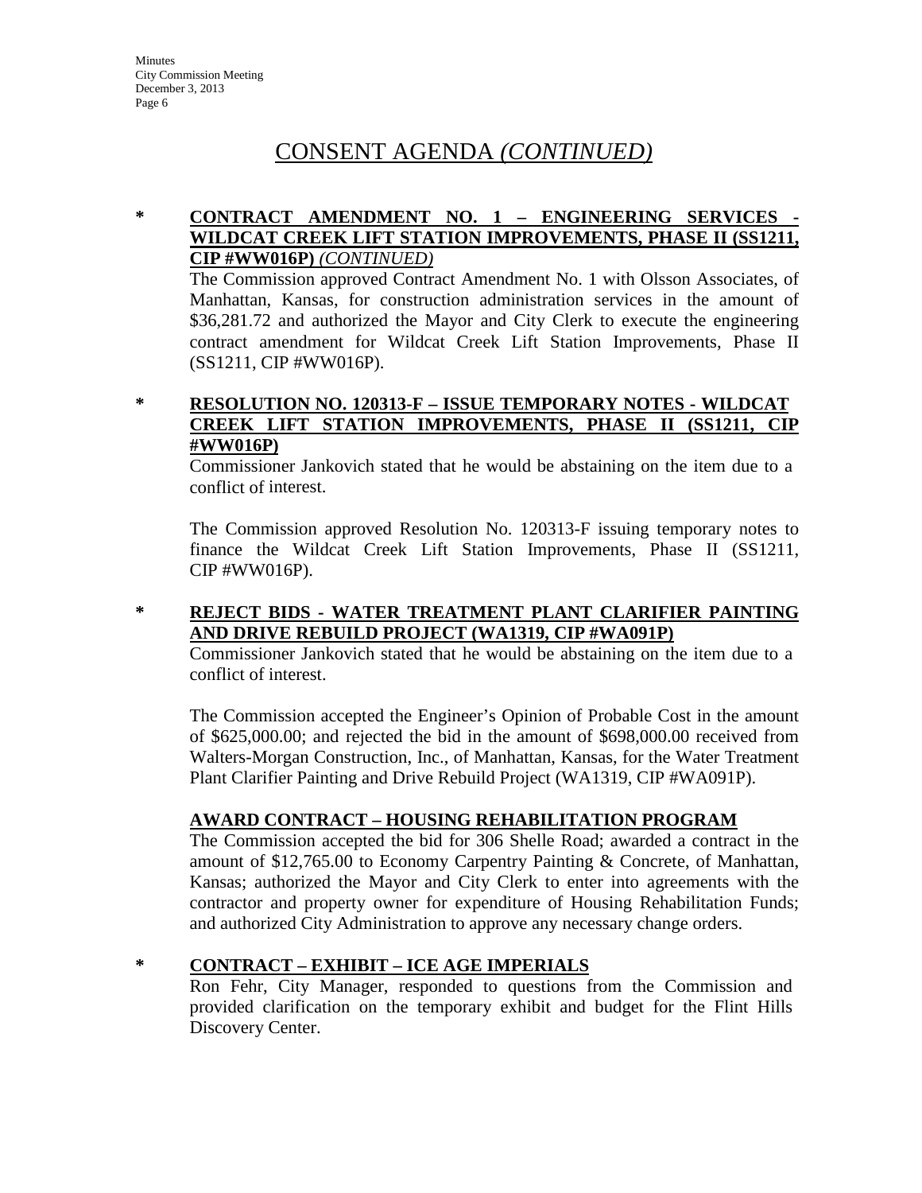# CONSENT AGENDA *(CONTINUED)*

**\* CONTRACT AMENDMENT NO. 1 – ENGINEERING SERVICES - WILDCAT CREEK LIFT STATION IMPROVEMENTS, PHASE II (SS1211, CIP #WW016P)** *(CONTINUED)*

The Commission approved Contract Amendment No. 1 with Olsson Associates, of Manhattan, Kansas, for construction administration services in the amount of $36,281.72 and authorized the Mayor and City Clerk to execute the engineering contract amendment for Wildcat Creek Lift Station Improvements, Phase II (SS1211, CIP #WW016P).

**\* RESOLUTION NO. 120313-F – ISSUE TEMPORARY NOTES - WILDCAT CREEK LIFT STATION IMPROVEMENTS, PHASE II (SS1211, CIP #WW016P)**

Commissioner Jankovich stated that he would be abstaining on the item due to a conflict of interest.

The Commission approved Resolution No. 120313-F issuing temporary notes to finance the Wildcat Creek Lift Station Improvements, Phase II (SS1211, CIP #WW016P).

**\* REJECT BIDS - WATER TREATMENT PLANT CLARIFIER PAINTING AND DRIVE REBUILD PROJECT (WA1319, CIP #WA091P)**

Commissioner Jankovich stated that he would be abstaining on the item due to a conflict of interest.

The Commission accepted the Engineer's Opinion of Probable Cost in the amount of $625,000.00; and rejected the bid in the amount of $698,000.00 received from Walters-Morgan Construction, Inc., of Manhattan, Kansas, for the Water Treatment Plant Clarifier Painting and Drive Rebuild Project (WA1319, CIP #WA091P).

**AWARD CONTRACT – HOUSING REHABILITATION PROGRAM**

The Commission accepted the bid for 306 Shelle Road; awarded a contract in the amount of $12,765.00 to Economy Carpentry Painting & Concrete, of Manhattan, Kansas; authorized the Mayor and City Clerk to enter into agreements with the contractor and property owner for expenditure of Housing Rehabilitation Funds; and authorized City Administration to approve any necessary change orders.

**\* CONTRACT – EXHIBIT – ICE AGE IMPERIALS**

Ron Fehr, City Manager, responded to questions from the Commission and provided clarification on the temporary exhibit and budget for the Flint Hills Discovery Center.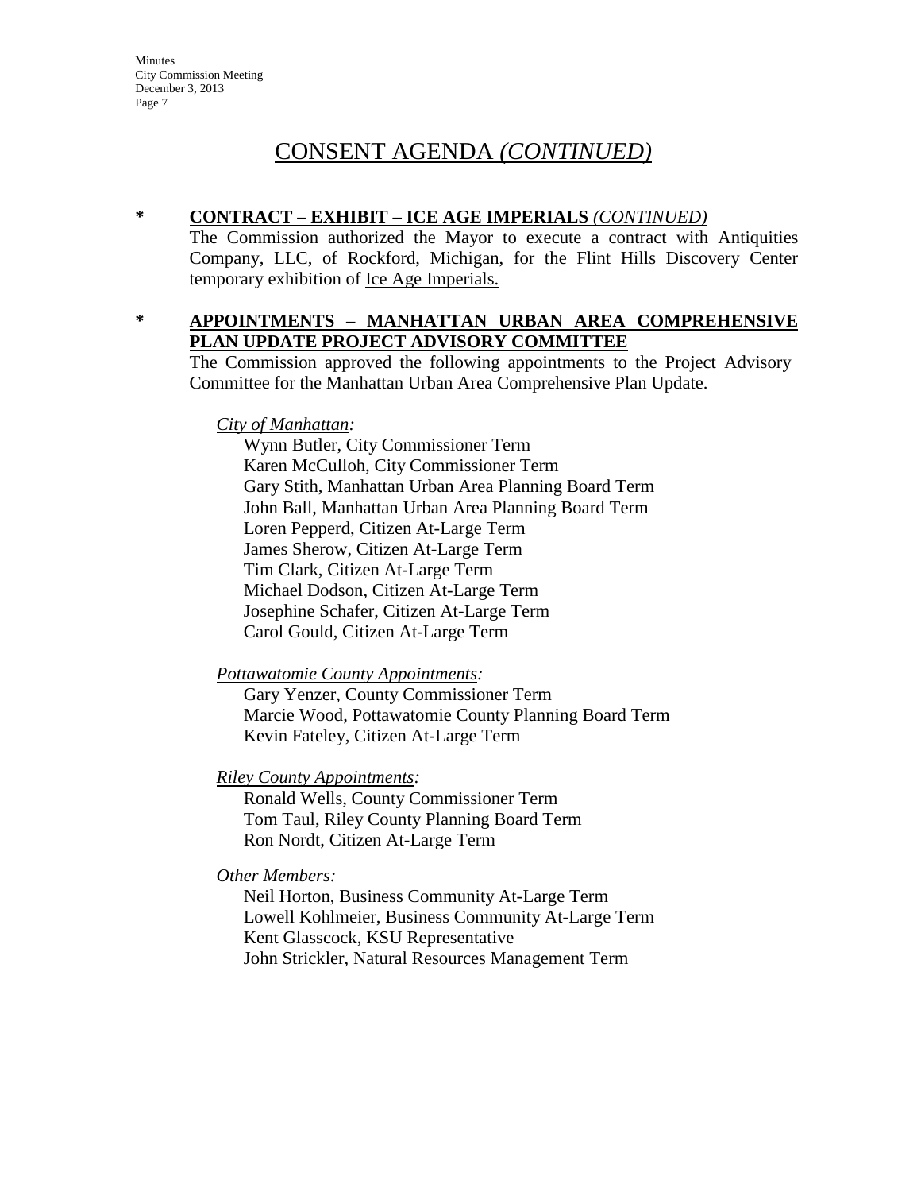# CONSENT AGENDA *(CONTINUED)*

**\* CONTRACT – EXHIBIT – ICE AGE IMPERIALS** *(CONTINUED)*

The Commission authorized the Mayor to execute a contract with Antiquities Company, LLC, of Rockford, Michigan, for the Flint Hills Discovery Center temporary exhibition of Ice Age Imperials.

**\* APPOINTMENTS – MANHATTAN URBAN AREA COMPREHENSIVE PLAN UPDATE PROJECT ADVISORY COMMITTEE**

The Commission approved the following appointments to the Project Advisory Committee for the Manhattan Urban Area Comprehensive Plan Update.

*City of Manhattan:*

Wynn Butler, City Commissioner Term
Karen McCulloh, City Commissioner Term
Gary Stith, Manhattan Urban Area Planning Board Term
John Ball, Manhattan Urban Area Planning Board Term
Loren Pepperd, Citizen At-Large Term
James Sherow, Citizen At-Large Term
Tim Clark, Citizen At-Large Term
Michael Dodson, Citizen At-Large Term
Josephine Schafer, Citizen At-Large Term
Carol Gould, Citizen At-Large Term

*Pottawatomie County Appointments:*

Gary Yenzer, County Commissioner Term
Marcie Wood, Pottawatomie County Planning Board Term
Kevin Fateley, Citizen At-Large Term

*Riley County Appointments:*

Ronald Wells, County Commissioner Term
Tom Taul, Riley County Planning Board Term
Ron Nordt, Citizen At-Large Term

*Other Members:*

Neil Horton, Business Community At-Large Term
Lowell Kohlmeier, Business Community At-Large Term
Kent Glasscock, KSU Representative
John Strickler, Natural Resources Management Term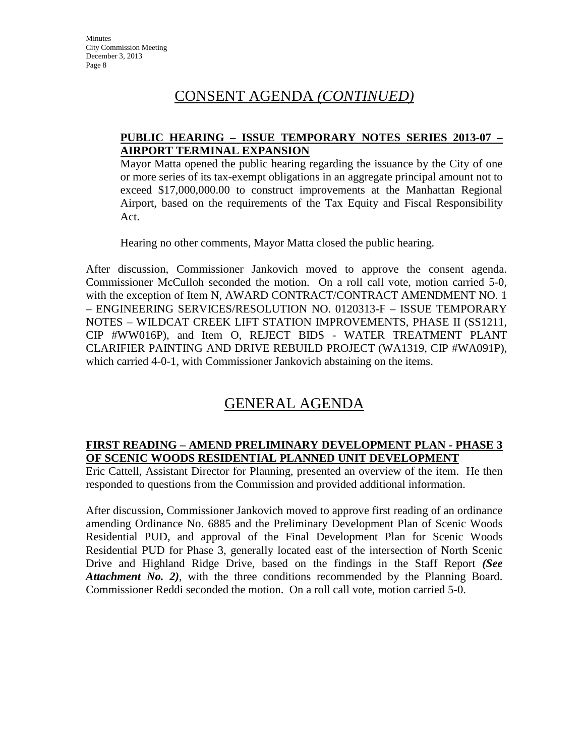## CONSENT AGENDA *(CONTINUED)*

**PUBLIC HEARING – ISSUE TEMPORARY NOTES SERIES 2013-07 – AIRPORT TERMINAL EXPANSION**

Mayor Matta opened the public hearing regarding the issuance by the City of one or more series of its tax-exempt obligations in an aggregate principal amount not to exceed $17,000,000.00 to construct improvements at the Manhattan Regional Airport, based on the requirements of the Tax Equity and Fiscal Responsibility Act.

Hearing no other comments, Mayor Matta closed the public hearing.

After discussion, Commissioner Jankovich moved to approve the consent agenda. Commissioner McCulloh seconded the motion. On a roll call vote, motion carried 5-0, with the exception of Item N, AWARD CONTRACT/CONTRACT AMENDMENT NO. 1 – ENGINEERING SERVICES/RESOLUTION NO. 0120313-F – ISSUE TEMPORARY NOTES – WILDCAT CREEK LIFT STATION IMPROVEMENTS, PHASE II (SS1211, CIP #WW016P), and Item O, REJECT BIDS - WATER TREATMENT PLANT CLARIFIER PAINTING AND DRIVE REBUILD PROJECT (WA1319, CIP #WA091P), which carried 4-0-1, with Commissioner Jankovich abstaining on the items.

## GENERAL AGENDA

**FIRST READING – AMEND PRELIMINARY DEVELOPMENT PLAN - PHASE 3 OF SCENIC WOODS RESIDENTIAL PLANNED UNIT DEVELOPMENT**

Eric Cattell, Assistant Director for Planning, presented an overview of the item. He then responded to questions from the Commission and provided additional information.

After discussion, Commissioner Jankovich moved to approve first reading of an ordinance amending Ordinance No. 6885 and the Preliminary Development Plan of Scenic Woods Residential PUD, and approval of the Final Development Plan for Scenic Woods Residential PUD for Phase 3, generally located east of the intersection of North Scenic Drive and Highland Ridge Drive, based on the findings in the Staff Report ***(See Attachment No. 2)***, with the three conditions recommended by the Planning Board. Commissioner Reddi seconded the motion. On a roll call vote, motion carried 5-0.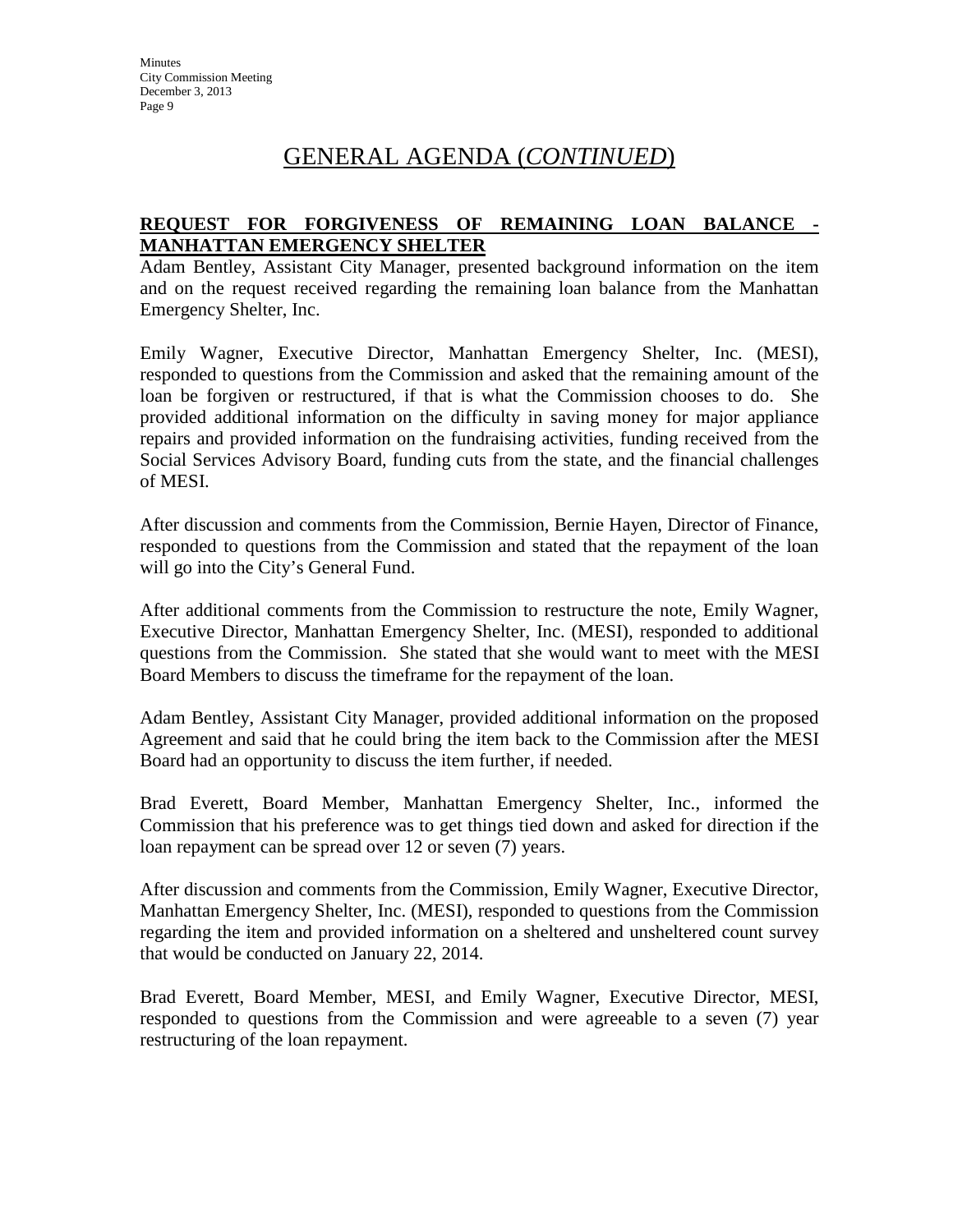# GENERAL AGENDA (*CONTINUED*)

**REQUEST FOR FORGIVENESS OF REMAINING LOAN BALANCE - MANHATTAN EMERGENCY SHELTER**

Adam Bentley, Assistant City Manager, presented background information on the item and on the request received regarding the remaining loan balance from the Manhattan Emergency Shelter, Inc.

Emily Wagner, Executive Director, Manhattan Emergency Shelter, Inc. (MESI), responded to questions from the Commission and asked that the remaining amount of the loan be forgiven or restructured, if that is what the Commission chooses to do. She provided additional information on the difficulty in saving money for major appliance repairs and provided information on the fundraising activities, funding received from the Social Services Advisory Board, funding cuts from the state, and the financial challenges of MESI.

After discussion and comments from the Commission, Bernie Hayen, Director of Finance, responded to questions from the Commission and stated that the repayment of the loan will go into the City's General Fund.

After additional comments from the Commission to restructure the note, Emily Wagner, Executive Director, Manhattan Emergency Shelter, Inc. (MESI), responded to additional questions from the Commission. She stated that she would want to meet with the MESI Board Members to discuss the timeframe for the repayment of the loan.

Adam Bentley, Assistant City Manager, provided additional information on the proposed Agreement and said that he could bring the item back to the Commission after the MESI Board had an opportunity to discuss the item further, if needed.

Brad Everett, Board Member, Manhattan Emergency Shelter, Inc., informed the Commission that his preference was to get things tied down and asked for direction if the loan repayment can be spread over 12 or seven (7) years.

After discussion and comments from the Commission, Emily Wagner, Executive Director, Manhattan Emergency Shelter, Inc. (MESI), responded to questions from the Commission regarding the item and provided information on a sheltered and unsheltered count survey that would be conducted on January 22, 2014.

Brad Everett, Board Member, MESI, and Emily Wagner, Executive Director, MESI, responded to questions from the Commission and were agreeable to a seven (7) year restructuring of the loan repayment.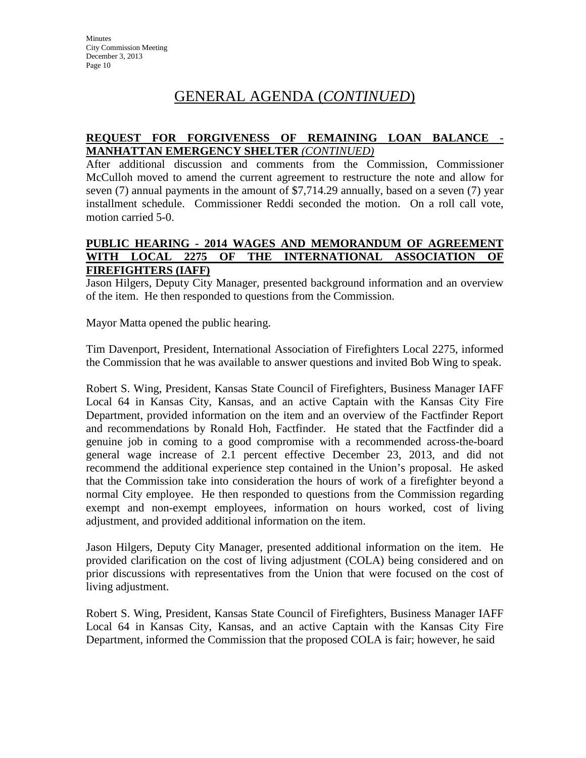# GENERAL AGENDA (*CONTINUED*)

**REQUEST FOR FORGIVENESS OF REMAINING LOAN BALANCE - MANHATTAN EMERGENCY SHELTER** ***(CONTINUED)***

After additional discussion and comments from the Commission, Commissioner McCulloh moved to amend the current agreement to restructure the note and allow for seven (7) annual payments in the amount of $7,714.29 annually, based on a seven (7) year installment schedule. Commissioner Reddi seconded the motion. On a roll call vote, motion carried 5-0.

**PUBLIC HEARING - 2014 WAGES AND MEMORANDUM OF AGREEMENT WITH LOCAL 2275 OF THE INTERNATIONAL ASSOCIATION OF FIREFIGHTERS (IAFF)**

Jason Hilgers, Deputy City Manager, presented background information and an overview of the item. He then responded to questions from the Commission.

Mayor Matta opened the public hearing.

Tim Davenport, President, International Association of Firefighters Local 2275, informed the Commission that he was available to answer questions and invited Bob Wing to speak.

Robert S. Wing, President, Kansas State Council of Firefighters, Business Manager IAFF Local 64 in Kansas City, Kansas, and an active Captain with the Kansas City Fire Department, provided information on the item and an overview of the Factfinder Report and recommendations by Ronald Hoh, Factfinder. He stated that the Factfinder did a genuine job in coming to a good compromise with a recommended across-the-board general wage increase of 2.1 percent effective December 23, 2013, and did not recommend the additional experience step contained in the Union's proposal. He asked that the Commission take into consideration the hours of work of a firefighter beyond a normal City employee. He then responded to questions from the Commission regarding exempt and non-exempt employees, information on hours worked, cost of living adjustment, and provided additional information on the item.

Jason Hilgers, Deputy City Manager, presented additional information on the item. He provided clarification on the cost of living adjustment (COLA) being considered and on prior discussions with representatives from the Union that were focused on the cost of living adjustment.

Robert S. Wing, President, Kansas State Council of Firefighters, Business Manager IAFF Local 64 in Kansas City, Kansas, and an active Captain with the Kansas City Fire Department, informed the Commission that the proposed COLA is fair; however, he said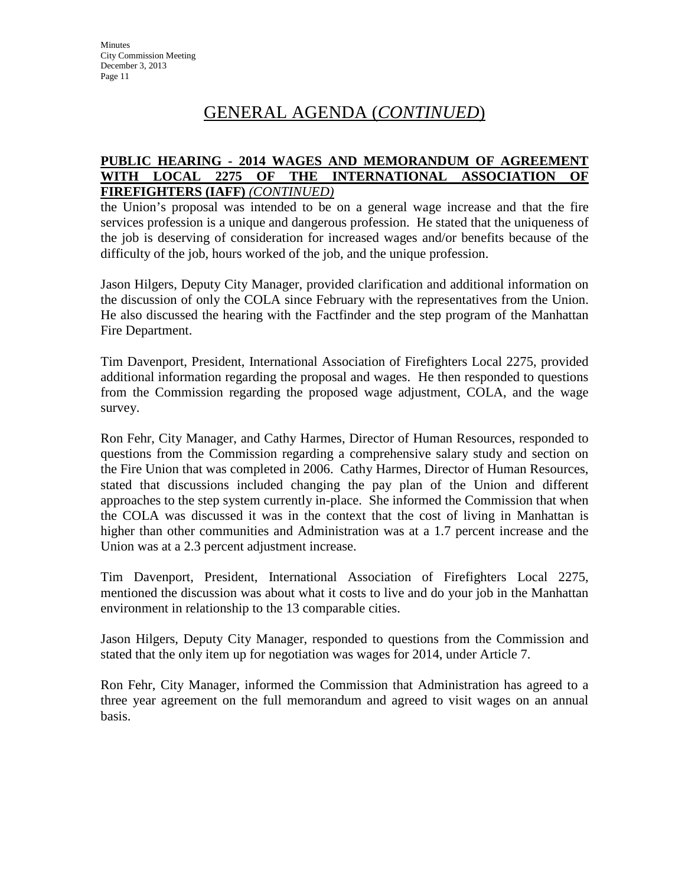# GENERAL AGENDA (*CONTINUED*)

**PUBLIC HEARING - 2014 WAGES AND MEMORANDUM OF AGREEMENT WITH LOCAL 2275 OF THE INTERNATIONAL ASSOCIATION OF FIREFIGHTERS (IAFF)** ***(CONTINUED)***

the Union's proposal was intended to be on a general wage increase and that the fire services profession is a unique and dangerous profession. He stated that the uniqueness of the job is deserving of consideration for increased wages and/or benefits because of the difficulty of the job, hours worked of the job, and the unique profession.

Jason Hilgers, Deputy City Manager, provided clarification and additional information on the discussion of only the COLA since February with the representatives from the Union. He also discussed the hearing with the Factfinder and the step program of the Manhattan Fire Department.

Tim Davenport, President, International Association of Firefighters Local 2275, provided additional information regarding the proposal and wages. He then responded to questions from the Commission regarding the proposed wage adjustment, COLA, and the wage survey.

Ron Fehr, City Manager, and Cathy Harmes, Director of Human Resources, responded to questions from the Commission regarding a comprehensive salary study and section on the Fire Union that was completed in 2006. Cathy Harmes, Director of Human Resources, stated that discussions included changing the pay plan of the Union and different approaches to the step system currently in-place. She informed the Commission that when the COLA was discussed it was in the context that the cost of living in Manhattan is higher than other communities and Administration was at a 1.7 percent increase and the Union was at a 2.3 percent adjustment increase.

Tim Davenport, President, International Association of Firefighters Local 2275, mentioned the discussion was about what it costs to live and do your job in the Manhattan environment in relationship to the 13 comparable cities.

Jason Hilgers, Deputy City Manager, responded to questions from the Commission and stated that the only item up for negotiation was wages for 2014, under Article 7.

Ron Fehr, City Manager, informed the Commission that Administration has agreed to a three year agreement on the full memorandum and agreed to visit wages on an annual basis.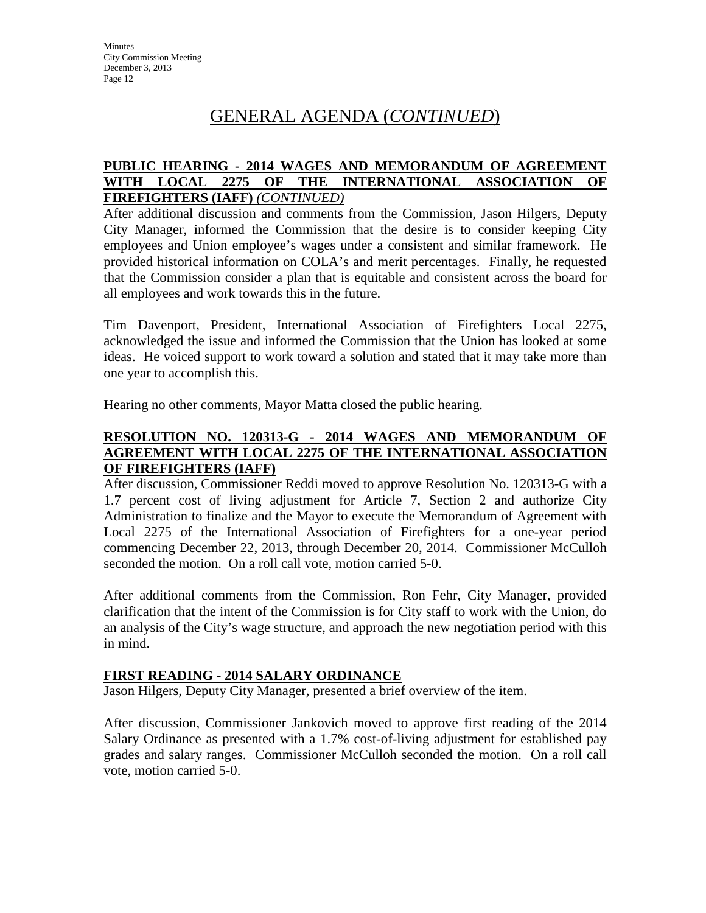# GENERAL AGENDA (*CONTINUED*)

**PUBLIC HEARING - 2014 WAGES AND MEMORANDUM OF AGREEMENT WITH LOCAL 2275 OF THE INTERNATIONAL ASSOCIATION OF FIREFIGHTERS (IAFF)** ***(CONTINUED)***

After additional discussion and comments from the Commission, Jason Hilgers, Deputy City Manager, informed the Commission that the desire is to consider keeping City employees and Union employee's wages under a consistent and similar framework. He provided historical information on COLA's and merit percentages. Finally, he requested that the Commission consider a plan that is equitable and consistent across the board for all employees and work towards this in the future.

Tim Davenport, President, International Association of Firefighters Local 2275, acknowledged the issue and informed the Commission that the Union has looked at some ideas. He voiced support to work toward a solution and stated that it may take more than one year to accomplish this.

Hearing no other comments, Mayor Matta closed the public hearing.

**RESOLUTION NO. 120313-G - 2014 WAGES AND MEMORANDUM OF AGREEMENT WITH LOCAL 2275 OF THE INTERNATIONAL ASSOCIATION OF FIREFIGHTERS (IAFF)**

After discussion, Commissioner Reddi moved to approve Resolution No. 120313-G with a 1.7 percent cost of living adjustment for Article 7, Section 2 and authorize City Administration to finalize and the Mayor to execute the Memorandum of Agreement with Local 2275 of the International Association of Firefighters for a one-year period commencing December 22, 2013, through December 20, 2014. Commissioner McCulloh seconded the motion. On a roll call vote, motion carried 5-0.

After additional comments from the Commission, Ron Fehr, City Manager, provided clarification that the intent of the Commission is for City staff to work with the Union, do an analysis of the City's wage structure, and approach the new negotiation period with this in mind.

**FIRST READING - 2014 SALARY ORDINANCE**

Jason Hilgers, Deputy City Manager, presented a brief overview of the item.

After discussion, Commissioner Jankovich moved to approve first reading of the 2014 Salary Ordinance as presented with a 1.7% cost-of-living adjustment for established pay grades and salary ranges. Commissioner McCulloh seconded the motion. On a roll call vote, motion carried 5-0.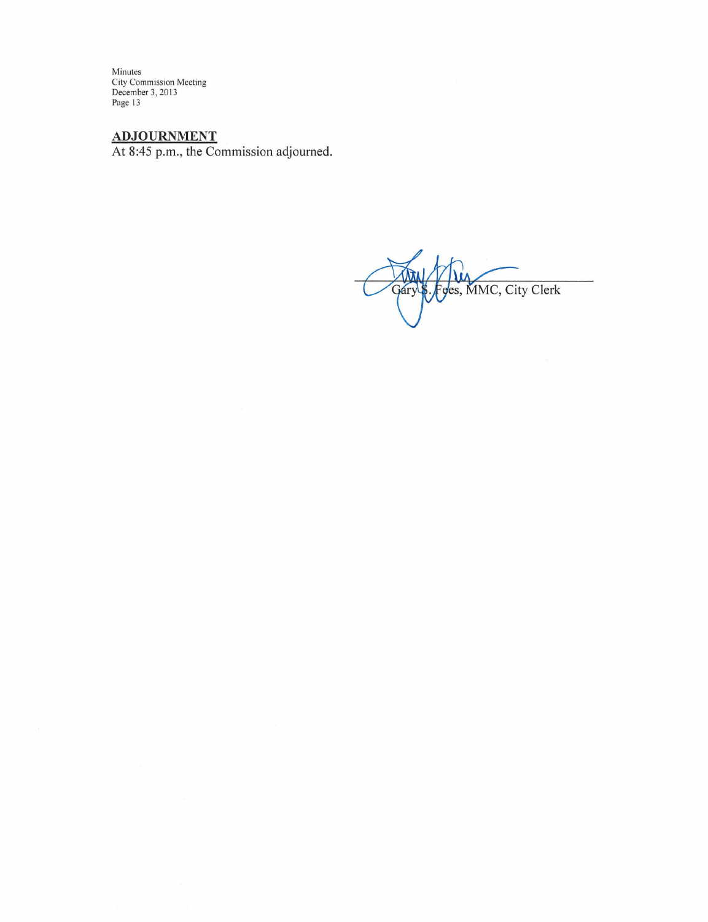## ADJOURNMENT

At 8:45 p.m., the Commission adjourned.

Gary S. Fees, MMC, City Clerk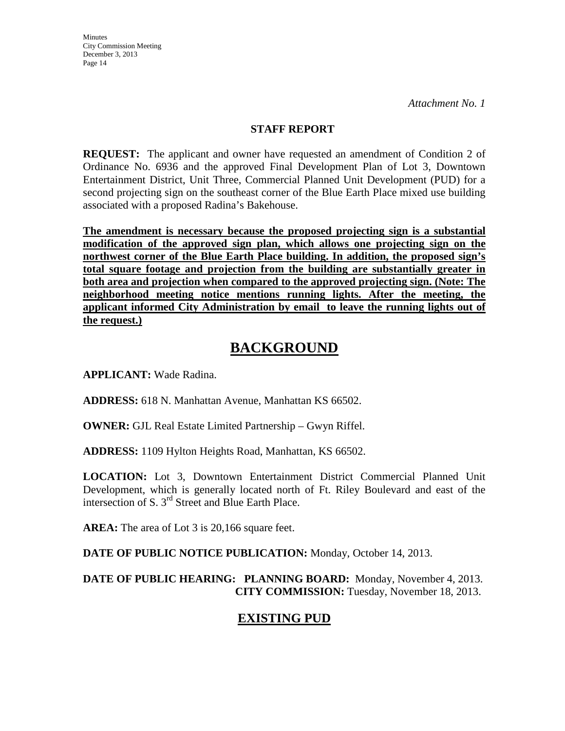*Attachment No. 1*

**STAFF REPORT**

**REQUEST:** The applicant and owner have requested an amendment of Condition 2 of Ordinance No. 6936 and the approved Final Development Plan of Lot 3, Downtown Entertainment District, Unit Three, Commercial Planned Unit Development (PUD) for a second projecting sign on the southeast corner of the Blue Earth Place mixed use building associated with a proposed Radina's Bakehouse.

**The amendment is necessary because the proposed projecting sign is a substantial modification of the approved sign plan, which allows one projecting sign on the northwest corner of the Blue Earth Place building. In addition, the proposed sign's total square footage and projection from the building are substantially greater in both area and projection when compared to the approved projecting sign. (Note: The neighborhood meeting notice mentions running lights. After the meeting, the applicant informed City Administration by email to leave the running lights out of the request.)**

# BACKGROUND

**APPLICANT:** Wade Radina.

**ADDRESS:** 618 N. Manhattan Avenue, Manhattan KS 66502.

**OWNER:** GJL Real Estate Limited Partnership – Gwyn Riffel.

**ADDRESS:** 1109 Hylton Heights Road, Manhattan, KS 66502.

**LOCATION:** Lot 3, Downtown Entertainment District Commercial Planned Unit Development, which is generally located north of Ft. Riley Boulevard and east of the intersection of S. 3rd Street and Blue Earth Place.

**AREA:** The area of Lot 3 is 20,166 square feet.

**DATE OF PUBLIC NOTICE PUBLICATION:** Monday, October 14, 2013.

**DATE OF PUBLIC HEARING: PLANNING BOARD:** Monday, November 4, 2013.
**CITY COMMISSION:** Tuesday, November 18, 2013.

## EXISTING PUD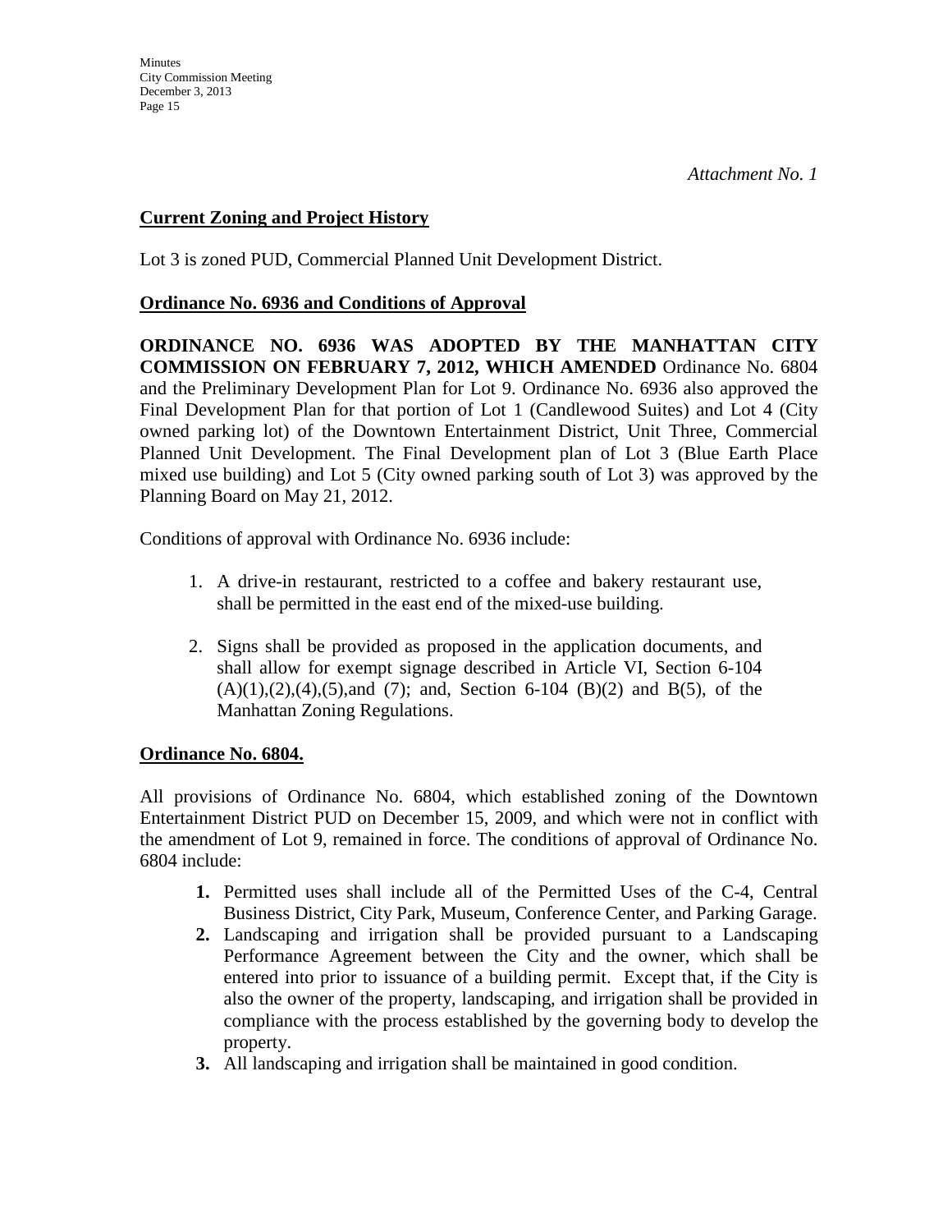*Attachment No. 1*

**Current Zoning and Project History**

Lot 3 is zoned PUD, Commercial Planned Unit Development District.

**Ordinance No. 6936 and Conditions of Approval**

**ORDINANCE NO. 6936 WAS ADOPTED BY THE MANHATTAN CITY COMMISSION ON FEBRUARY 7, 2012, WHICH AMENDED** Ordinance No. 6804 and the Preliminary Development Plan for Lot 9. Ordinance No. 6936 also approved the Final Development Plan for that portion of Lot 1 (Candlewood Suites) and Lot 4 (City owned parking lot) of the Downtown Entertainment District, Unit Three, Commercial Planned Unit Development. The Final Development plan of Lot 3 (Blue Earth Place mixed use building) and Lot 5 (City owned parking south of Lot 3) was approved by the Planning Board on May 21, 2012.

Conditions of approval with Ordinance No. 6936 include:

1. A drive-in restaurant, restricted to a coffee and bakery restaurant use, shall be permitted in the east end of the mixed-use building.
2. Signs shall be provided as proposed in the application documents, and shall allow for exempt signage described in Article VI, Section 6-104 (A)(1),(2),(4),(5),and (7); and, Section 6-104 (B)(2) and B(5), of the Manhattan Zoning Regulations.

**Ordinance No. 6804.**

All provisions of Ordinance No. 6804, which established zoning of the Downtown Entertainment District PUD on December 15, 2009, and which were not in conflict with the amendment of Lot 9, remained in force. The conditions of approval of Ordinance No. 6804 include:

1. Permitted uses shall include all of the Permitted Uses of the C-4, Central Business District, City Park, Museum, Conference Center, and Parking Garage.
2. Landscaping and irrigation shall be provided pursuant to a Landscaping Performance Agreement between the City and the owner, which shall be entered into prior to issuance of a building permit. Except that, if the City is also the owner of the property, landscaping, and irrigation shall be provided in compliance with the process established by the governing body to develop the property.
3. All landscaping and irrigation shall be maintained in good condition.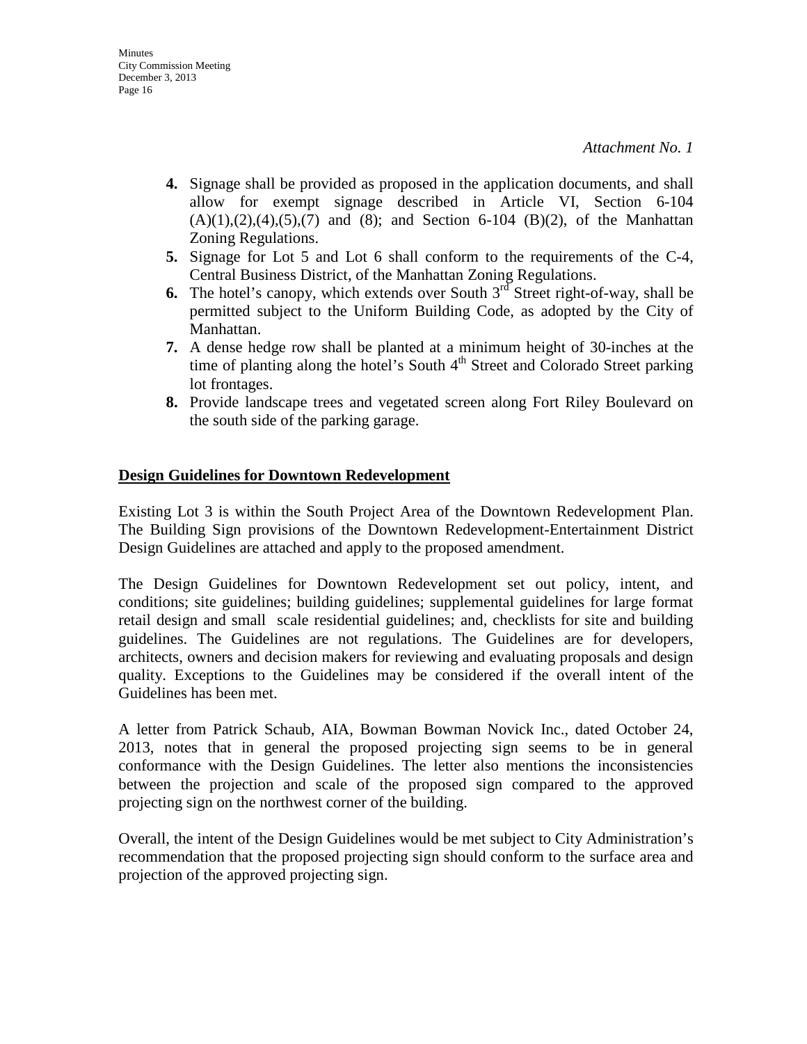*Attachment No. 1*

4. **4.** Signage shall be provided as proposed in the application documents, and shall allow for exempt signage described in Article VI, Section 6-104 (A)(1),(2),(4),(5),(7) and (8); and Section 6-104 (B)(2), of the Manhattan Zoning Regulations.
5. **5.** Signage for Lot 5 and Lot 6 shall conform to the requirements of the C-4, Central Business District, of the Manhattan Zoning Regulations.
6. **6.** The hotel's canopy, which extends over South 3rd Street right-of-way, shall be permitted subject to the Uniform Building Code, as adopted by the City of Manhattan.
7. **7.** A dense hedge row shall be planted at a minimum height of 30-inches at the time of planting along the hotel's South 4th Street and Colorado Street parking lot frontages.
8. **8.** Provide landscape trees and vegetated screen along Fort Riley Boulevard on the south side of the parking garage.

**Design Guidelines for Downtown Redevelopment**

Existing Lot 3 is within the South Project Area of the Downtown Redevelopment Plan. The Building Sign provisions of the Downtown Redevelopment-Entertainment District Design Guidelines are attached and apply to the proposed amendment.

The Design Guidelines for Downtown Redevelopment set out policy, intent, and conditions; site guidelines; building guidelines; supplemental guidelines for large format retail design and small scale residential guidelines; and, checklists for site and building guidelines. The Guidelines are not regulations. The Guidelines are for developers, architects, owners and decision makers for reviewing and evaluating proposals and design quality. Exceptions to the Guidelines may be considered if the overall intent of the Guidelines has been met.

A letter from Patrick Schaub, AIA, Bowman Bowman Novick Inc., dated October 24, 2013, notes that in general the proposed projecting sign seems to be in general conformance with the Design Guidelines. The letter also mentions the inconsistencies between the projection and scale of the proposed sign compared to the approved projecting sign on the northwest corner of the building.

Overall, the intent of the Design Guidelines would be met subject to City Administration's recommendation that the proposed projecting sign should conform to the surface area and projection of the approved projecting sign.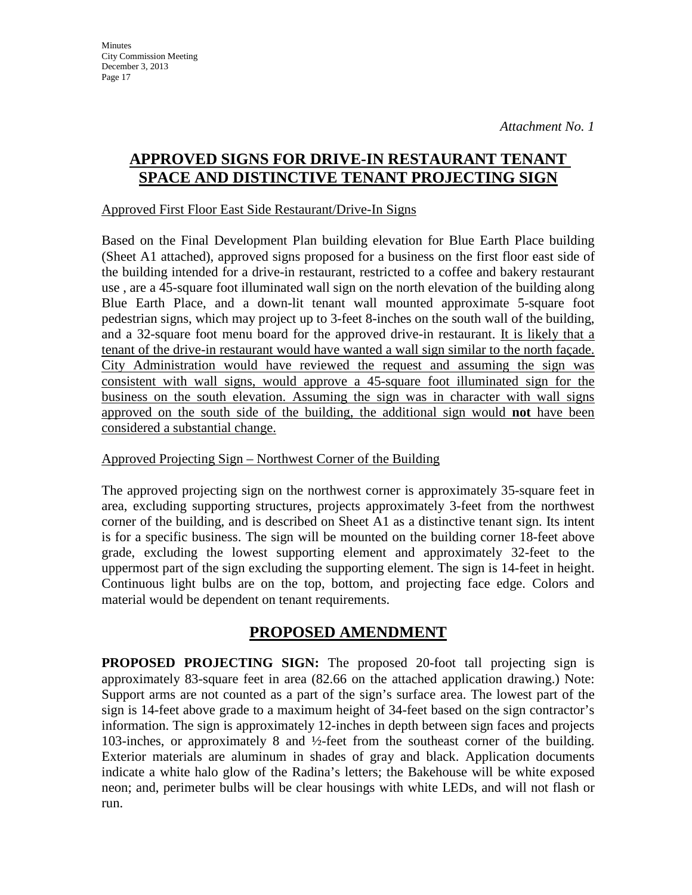*Attachment No. 1*

# APPROVED SIGNS FOR DRIVE-IN RESTAURANT TENANT SPACE AND DISTINCTIVE TENANT PROJECTING SIGN

<u>Approved First Floor East Side Restaurant/Drive-In Signs</u>

Based on the Final Development Plan building elevation for Blue Earth Place building (Sheet A1 attached), approved signs proposed for a business on the first floor east side of the building intended for a drive-in restaurant, restricted to a coffee and bakery restaurant use , are a 45-square foot illuminated wall sign on the north elevation of the building along Blue Earth Place, and a down-lit tenant wall mounted approximate 5-square foot pedestrian signs, which may project up to 3-feet 8-inches on the south wall of the building, and a 32-square foot menu board for the approved drive-in restaurant. <u>It is likely that a tenant of the drive-in restaurant would have wanted a wall sign similar to the north façade. City Administration would have reviewed the request and assuming the sign was consistent with wall signs, would approve a 45-square foot illuminated sign for the business on the south elevation. Assuming the sign was in character with wall signs approved on the south side of the building, the additional sign would **not** have been considered a substantial change.</u>

<u>Approved Projecting Sign – Northwest Corner of the Building</u>

The approved projecting sign on the northwest corner is approximately 35-square feet in area, excluding supporting structures, projects approximately 3-feet from the northwest corner of the building, and is described on Sheet A1 as a distinctive tenant sign. Its intent is for a specific business. The sign will be mounted on the building corner 18-feet above grade, excluding the lowest supporting element and approximately 32-feet to the uppermost part of the sign excluding the supporting element. The sign is 14-feet in height. Continuous light bulbs are on the top, bottom, and projecting face edge. Colors and material would be dependent on tenant requirements.

## PROPOSED AMENDMENT

**PROPOSED PROJECTING SIGN:** The proposed 20-foot tall projecting sign is approximately 83-square feet in area (82.66 on the attached application drawing.) Note: Support arms are not counted as a part of the sign's surface area. The lowest part of the sign is 14-feet above grade to a maximum height of 34-feet based on the sign contractor's information. The sign is approximately 12-inches in depth between sign faces and projects 103-inches, or approximately 8 and ½-feet from the southeast corner of the building. Exterior materials are aluminum in shades of gray and black. Application documents indicate a white halo glow of the Radina's letters; the Bakehouse will be white exposed neon; and, perimeter bulbs will be clear housings with white LEDs, and will not flash or run.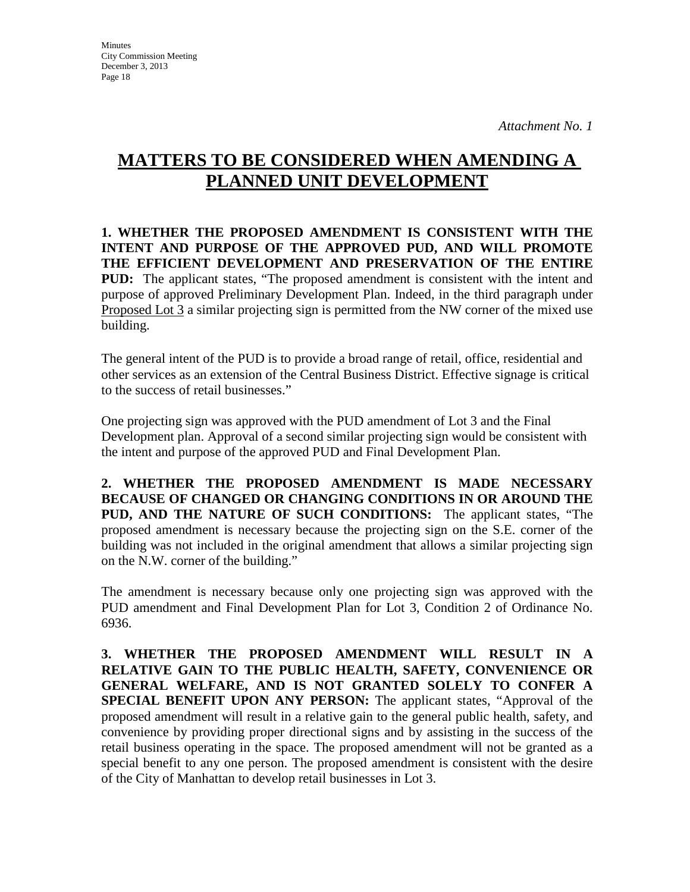*Attachment No. 1*

# MATTERS TO BE CONSIDERED WHEN AMENDING A PLANNED UNIT DEVELOPMENT

**1. WHETHER THE PROPOSED AMENDMENT IS CONSISTENT WITH THE INTENT AND PURPOSE OF THE APPROVED PUD, AND WILL PROMOTE THE EFFICIENT DEVELOPMENT AND PRESERVATION OF THE ENTIRE PUD:** The applicant states, "The proposed amendment is consistent with the intent and purpose of approved Preliminary Development Plan. Indeed, in the third paragraph under Proposed Lot 3 a similar projecting sign is permitted from the NW corner of the mixed use building.

The general intent of the PUD is to provide a broad range of retail, office, residential and other services as an extension of the Central Business District. Effective signage is critical to the success of retail businesses."

One projecting sign was approved with the PUD amendment of Lot 3 and the Final Development plan. Approval of a second similar projecting sign would be consistent with the intent and purpose of the approved PUD and Final Development Plan.

**2. WHETHER THE PROPOSED AMENDMENT IS MADE NECESSARY BECAUSE OF CHANGED OR CHANGING CONDITIONS IN OR AROUND THE PUD, AND THE NATURE OF SUCH CONDITIONS:** The applicant states, "The proposed amendment is necessary because the projecting sign on the S.E. corner of the building was not included in the original amendment that allows a similar projecting sign on the N.W. corner of the building."

The amendment is necessary because only one projecting sign was approved with the PUD amendment and Final Development Plan for Lot 3, Condition 2 of Ordinance No. 6936.

**3. WHETHER THE PROPOSED AMENDMENT WILL RESULT IN A RELATIVE GAIN TO THE PUBLIC HEALTH, SAFETY, CONVENIENCE OR GENERAL WELFARE, AND IS NOT GRANTED SOLELY TO CONFER A SPECIAL BENEFIT UPON ANY PERSON:** The applicant states, "Approval of the proposed amendment will result in a relative gain to the general public health, safety, and convenience by providing proper directional signs and by assisting in the success of the retail business operating in the space. The proposed amendment will not be granted as a special benefit to any one person. The proposed amendment is consistent with the desire of the City of Manhattan to develop retail businesses in Lot 3.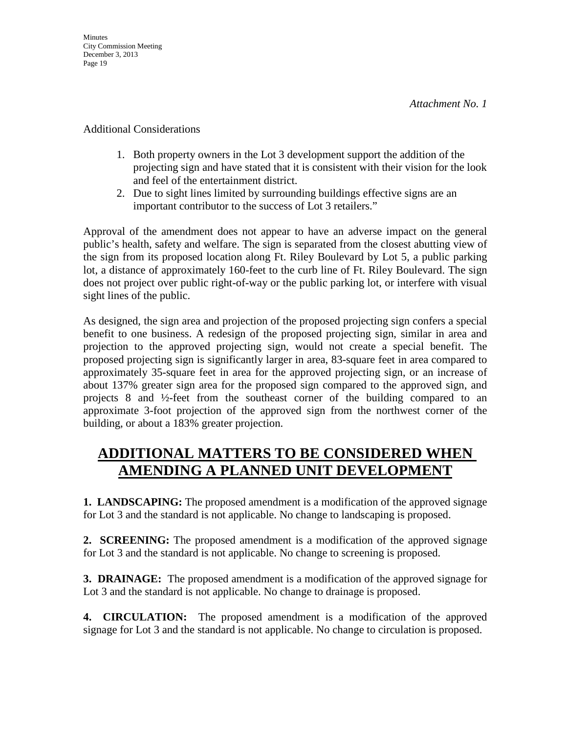*Attachment No. 1*

Additional Considerations

1. Both property owners in the Lot 3 development support the addition of the projecting sign and have stated that it is consistent with their vision for the look and feel of the entertainment district.
2. Due to sight lines limited by surrounding buildings effective signs are an important contributor to the success of Lot 3 retailers."

Approval of the amendment does not appear to have an adverse impact on the general public's health, safety and welfare. The sign is separated from the closest abutting view of the sign from its proposed location along Ft. Riley Boulevard by Lot 5, a public parking lot, a distance of approximately 160-feet to the curb line of Ft. Riley Boulevard. The sign does not project over public right-of-way or the public parking lot, or interfere with visual sight lines of the public.

As designed, the sign area and projection of the proposed projecting sign confers a special benefit to one business. A redesign of the proposed projecting sign, similar in area and projection to the approved projecting sign, would not create a special benefit. The proposed projecting sign is significantly larger in area, 83-square feet in area compared to approximately 35-square feet in area for the approved projecting sign, or an increase of about 137% greater sign area for the proposed sign compared to the approved sign, and projects 8 and ½-feet from the southeast corner of the building compared to an approximate 3-foot projection of the approved sign from the northwest corner of the building, or about a 183% greater projection.

# ADDITIONAL MATTERS TO BE CONSIDERED WHEN AMENDING A PLANNED UNIT DEVELOPMENT

**1. LANDSCAPING:** The proposed amendment is a modification of the approved signage for Lot 3 and the standard is not applicable. No change to landscaping is proposed.

**2. SCREENING:** The proposed amendment is a modification of the approved signage for Lot 3 and the standard is not applicable. No change to screening is proposed.

**3. DRAINAGE:** The proposed amendment is a modification of the approved signage for Lot 3 and the standard is not applicable. No change to drainage is proposed.

**4. CIRCULATION:** The proposed amendment is a modification of the approved signage for Lot 3 and the standard is not applicable. No change to circulation is proposed.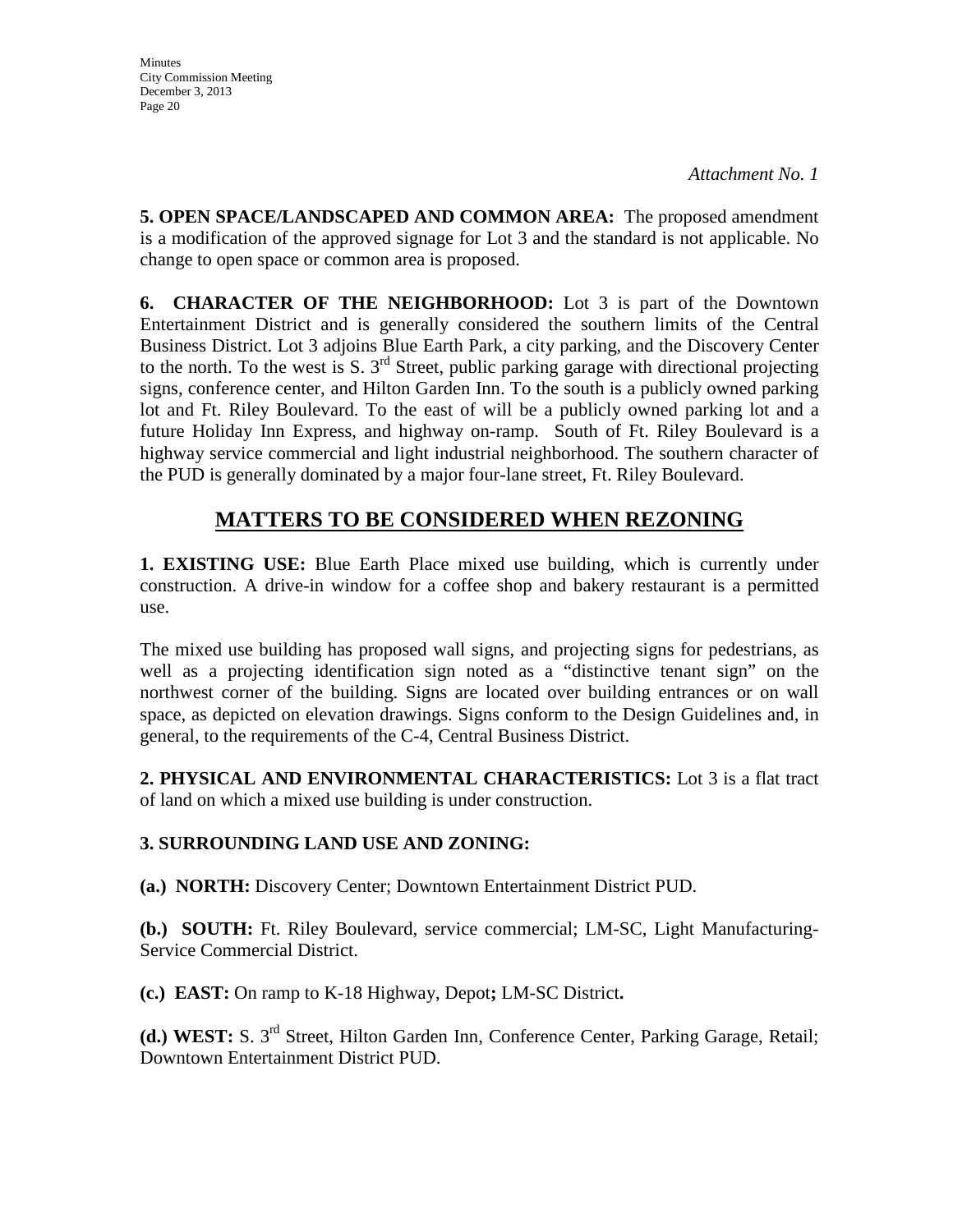*Attachment No. 1*

**5. OPEN SPACE/LANDSCAPED AND COMMON AREA:** The proposed amendment is a modification of the approved signage for Lot 3 and the standard is not applicable. No change to open space or common area is proposed.

**6. CHARACTER OF THE NEIGHBORHOOD:** Lot 3 is part of the Downtown Entertainment District and is generally considered the southern limits of the Central Business District. Lot 3 adjoins Blue Earth Park, a city parking, and the Discovery Center to the north. To the west is S. 3rd Street, public parking garage with directional projecting signs, conference center, and Hilton Garden Inn. To the south is a publicly owned parking lot and Ft. Riley Boulevard. To the east of will be a publicly owned parking lot and a future Holiday Inn Express, and highway on-ramp. South of Ft. Riley Boulevard is a highway service commercial and light industrial neighborhood. The southern character of the PUD is generally dominated by a major four-lane street, Ft. Riley Boulevard.

## MATTERS TO BE CONSIDERED WHEN REZONING

**1. EXISTING USE:** Blue Earth Place mixed use building, which is currently under construction. A drive-in window for a coffee shop and bakery restaurant is a permitted use.

The mixed use building has proposed wall signs, and projecting signs for pedestrians, as well as a projecting identification sign noted as a "distinctive tenant sign" on the northwest corner of the building. Signs are located over building entrances or on wall space, as depicted on elevation drawings. Signs conform to the Design Guidelines and, in general, to the requirements of the C-4, Central Business District.

**2. PHYSICAL AND ENVIRONMENTAL CHARACTERISTICS:** Lot 3 is a flat tract of land on which a mixed use building is under construction.

**3. SURROUNDING LAND USE AND ZONING:**

**(a.) NORTH:** Discovery Center; Downtown Entertainment District PUD.

**(b.) SOUTH:** Ft. Riley Boulevard, service commercial; LM-SC, Light Manufacturing-Service Commercial District.

**(c.) EAST:** On ramp to K-18 Highway, Depot**;** LM-SC District**.**

**(d.) WEST:** S. 3rd Street, Hilton Garden Inn, Conference Center, Parking Garage, Retail; Downtown Entertainment District PUD.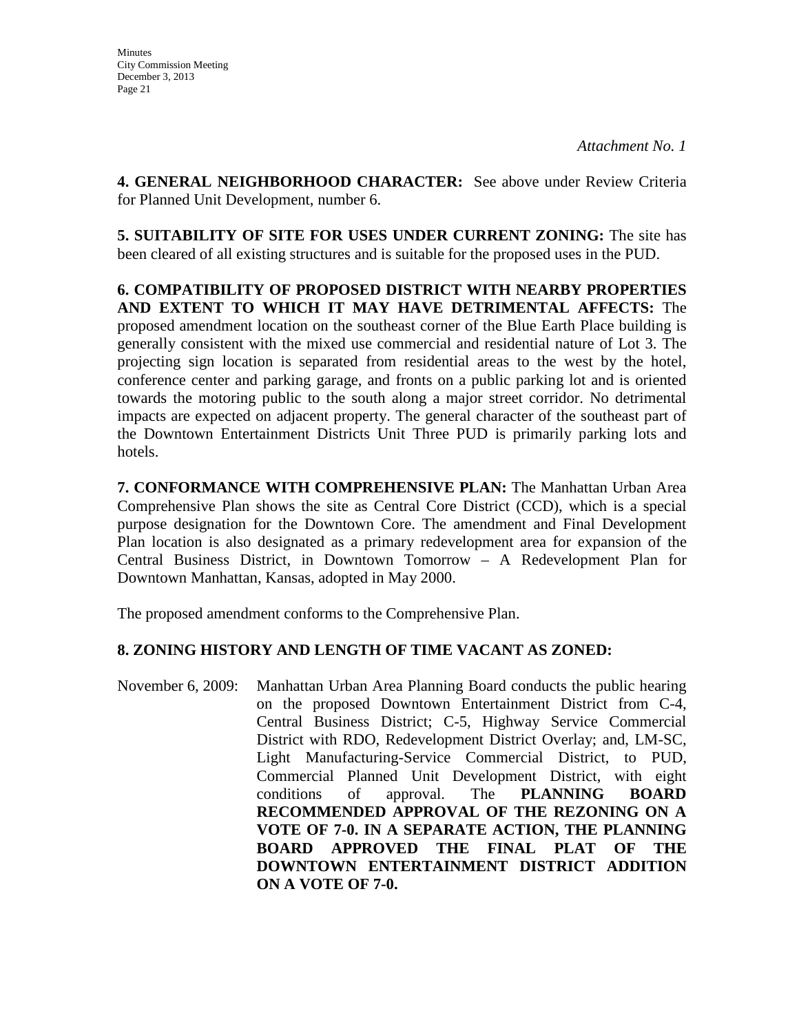*Attachment No. 1*

**4. GENERAL NEIGHBORHOOD CHARACTER:** See above under Review Criteria for Planned Unit Development, number 6.

**5. SUITABILITY OF SITE FOR USES UNDER CURRENT ZONING:** The site has been cleared of all existing structures and is suitable for the proposed uses in the PUD.

**6. COMPATIBILITY OF PROPOSED DISTRICT WITH NEARBY PROPERTIES AND EXTENT TO WHICH IT MAY HAVE DETRIMENTAL AFFECTS:** The proposed amendment location on the southeast corner of the Blue Earth Place building is generally consistent with the mixed use commercial and residential nature of Lot 3. The projecting sign location is separated from residential areas to the west by the hotel, conference center and parking garage, and fronts on a public parking lot and is oriented towards the motoring public to the south along a major street corridor. No detrimental impacts are expected on adjacent property. The general character of the southeast part of the Downtown Entertainment Districts Unit Three PUD is primarily parking lots and hotels.

**7. CONFORMANCE WITH COMPREHENSIVE PLAN:** The Manhattan Urban Area Comprehensive Plan shows the site as Central Core District (CCD), which is a special purpose designation for the Downtown Core. The amendment and Final Development Plan location is also designated as a primary redevelopment area for expansion of the Central Business District, in Downtown Tomorrow – A Redevelopment Plan for Downtown Manhattan, Kansas, adopted in May 2000.

The proposed amendment conforms to the Comprehensive Plan.

**8. ZONING HISTORY AND LENGTH OF TIME VACANT AS ZONED:**

November 6, 2009: Manhattan Urban Area Planning Board conducts the public hearing on the proposed Downtown Entertainment District from C-4, Central Business District; C-5, Highway Service Commercial District with RDO, Redevelopment District Overlay; and, LM-SC, Light Manufacturing-Service Commercial District, to PUD, Commercial Planned Unit Development District, with eight conditions of approval. The **PLANNING BOARD RECOMMENDED APPROVAL OF THE REZONING ON A VOTE OF 7-0. IN A SEPARATE ACTION, THE PLANNING BOARD APPROVED THE FINAL PLAT OF THE DOWNTOWN ENTERTAINMENT DISTRICT ADDITION ON A VOTE OF 7-0.**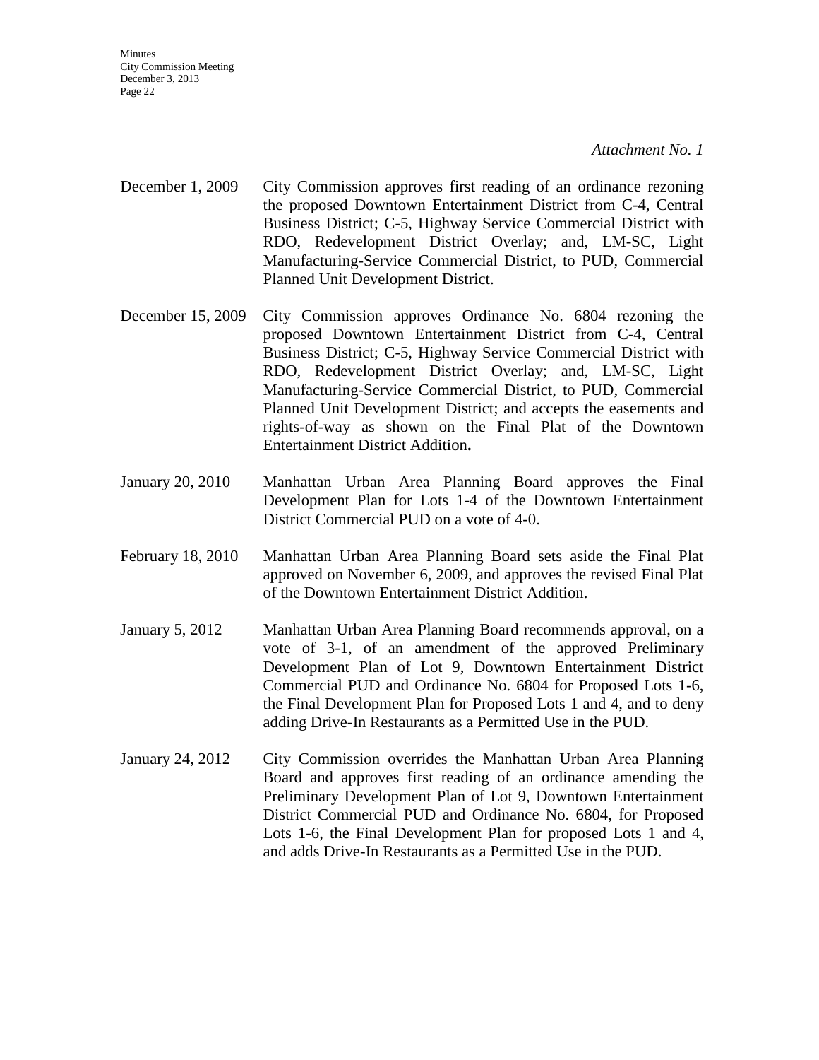*Attachment No. 1*

December 1, 2009 City Commission approves first reading of an ordinance rezoning the proposed Downtown Entertainment District from C-4, Central Business District; C-5, Highway Service Commercial District with RDO, Redevelopment District Overlay; and, LM-SC, Light Manufacturing-Service Commercial District, to PUD, Commercial Planned Unit Development District.

December 15, 2009 City Commission approves Ordinance No. 6804 rezoning the proposed Downtown Entertainment District from C-4, Central Business District; C-5, Highway Service Commercial District with RDO, Redevelopment District Overlay; and, LM-SC, Light Manufacturing-Service Commercial District, to PUD, Commercial Planned Unit Development District; and accepts the easements and rights-of-way as shown on the Final Plat of the Downtown Entertainment District Addition**.**

January 20, 2010 Manhattan Urban Area Planning Board approves the Final Development Plan for Lots 1-4 of the Downtown Entertainment District Commercial PUD on a vote of 4-0.

February 18, 2010 Manhattan Urban Area Planning Board sets aside the Final Plat approved on November 6, 2009, and approves the revised Final Plat of the Downtown Entertainment District Addition.

January 5, 2012 Manhattan Urban Area Planning Board recommends approval, on a vote of 3-1, of an amendment of the approved Preliminary Development Plan of Lot 9, Downtown Entertainment District Commercial PUD and Ordinance No. 6804 for Proposed Lots 1-6, the Final Development Plan for Proposed Lots 1 and 4, and to deny adding Drive-In Restaurants as a Permitted Use in the PUD.

January 24, 2012 City Commission overrides the Manhattan Urban Area Planning Board and approves first reading of an ordinance amending the Preliminary Development Plan of Lot 9, Downtown Entertainment District Commercial PUD and Ordinance No. 6804, for Proposed Lots 1-6, the Final Development Plan for proposed Lots 1 and 4, and adds Drive-In Restaurants as a Permitted Use in the PUD.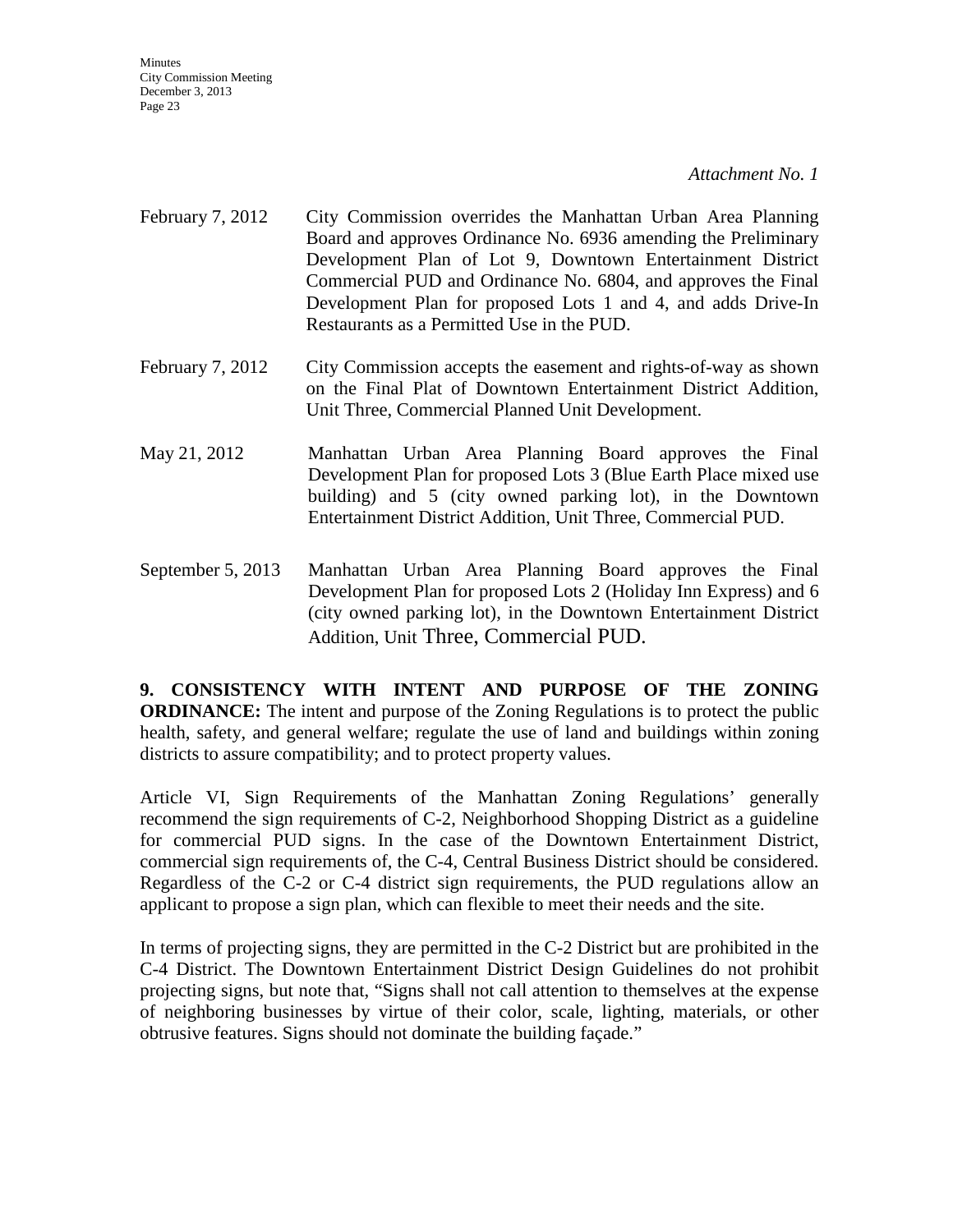*Attachment No. 1*

February 7, 2012 City Commission overrides the Manhattan Urban Area Planning Board and approves Ordinance No. 6936 amending the Preliminary Development Plan of Lot 9, Downtown Entertainment District Commercial PUD and Ordinance No. 6804, and approves the Final Development Plan for proposed Lots 1 and 4, and adds Drive-In Restaurants as a Permitted Use in the PUD.

February 7, 2012 City Commission accepts the easement and rights-of-way as shown on the Final Plat of Downtown Entertainment District Addition, Unit Three, Commercial Planned Unit Development.

May 21, 2012 Manhattan Urban Area Planning Board approves the Final Development Plan for proposed Lots 3 (Blue Earth Place mixed use building) and 5 (city owned parking lot), in the Downtown Entertainment District Addition, Unit Three, Commercial PUD.

September 5, 2013 Manhattan Urban Area Planning Board approves the Final Development Plan for proposed Lots 2 (Holiday Inn Express) and 6 (city owned parking lot), in the Downtown Entertainment District Addition, Unit Three, Commercial PUD.

**9. CONSISTENCY WITH INTENT AND PURPOSE OF THE ZONING ORDINANCE:** The intent and purpose of the Zoning Regulations is to protect the public health, safety, and general welfare; regulate the use of land and buildings within zoning districts to assure compatibility; and to protect property values.

Article VI, Sign Requirements of the Manhattan Zoning Regulations' generally recommend the sign requirements of C-2, Neighborhood Shopping District as a guideline for commercial PUD signs. In the case of the Downtown Entertainment District, commercial sign requirements of, the C-4, Central Business District should be considered. Regardless of the C-2 or C-4 district sign requirements, the PUD regulations allow an applicant to propose a sign plan, which can flexible to meet their needs and the site.

In terms of projecting signs, they are permitted in the C-2 District but are prohibited in the C-4 District. The Downtown Entertainment District Design Guidelines do not prohibit projecting signs, but note that, "Signs shall not call attention to themselves at the expense of neighboring businesses by virtue of their color, scale, lighting, materials, or other obtrusive features. Signs should not dominate the building façade."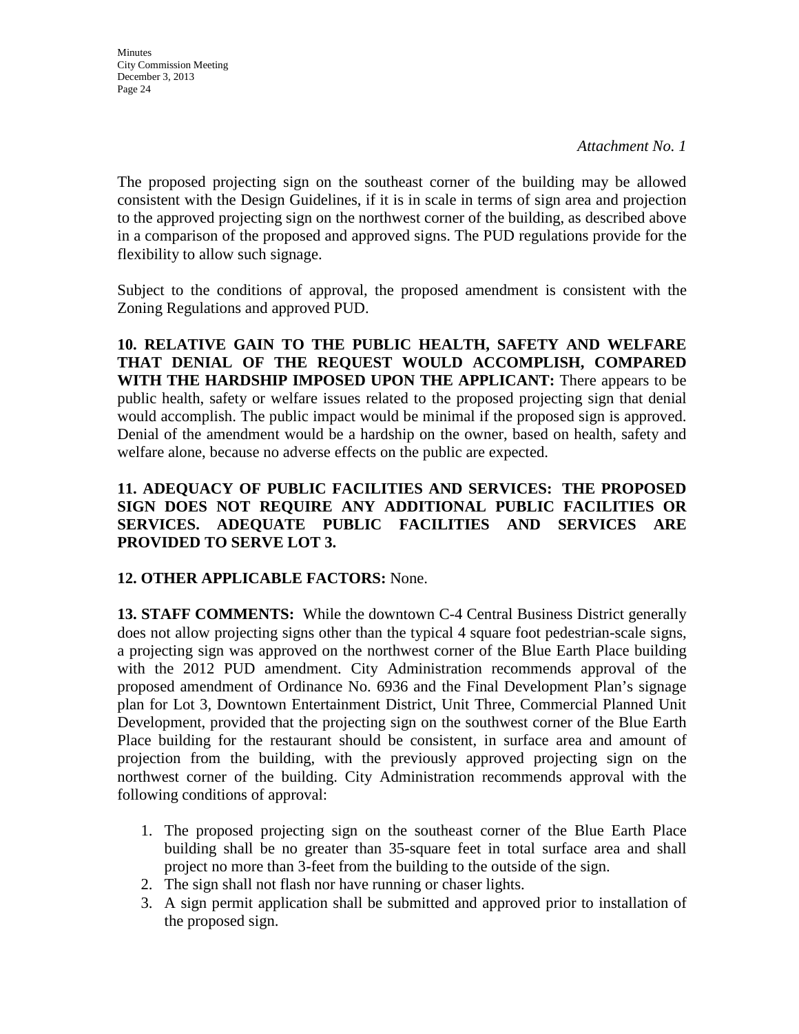*Attachment No. 1*

The proposed projecting sign on the southeast corner of the building may be allowed consistent with the Design Guidelines, if it is in scale in terms of sign area and projection to the approved projecting sign on the northwest corner of the building, as described above in a comparison of the proposed and approved signs. The PUD regulations provide for the flexibility to allow such signage.

Subject to the conditions of approval, the proposed amendment is consistent with the Zoning Regulations and approved PUD.

**10. RELATIVE GAIN TO THE PUBLIC HEALTH, SAFETY AND WELFARE THAT DENIAL OF THE REQUEST WOULD ACCOMPLISH, COMPARED WITH THE HARDSHIP IMPOSED UPON THE APPLICANT:** There appears to be public health, safety or welfare issues related to the proposed projecting sign that denial would accomplish. The public impact would be minimal if the proposed sign is approved. Denial of the amendment would be a hardship on the owner, based on health, safety and welfare alone, because no adverse effects on the public are expected.

**11. ADEQUACY OF PUBLIC FACILITIES AND SERVICES: THE PROPOSED SIGN DOES NOT REQUIRE ANY ADDITIONAL PUBLIC FACILITIES OR SERVICES. ADEQUATE PUBLIC FACILITIES AND SERVICES ARE PROVIDED TO SERVE LOT 3.**

**12. OTHER APPLICABLE FACTORS:** None.

**13. STAFF COMMENTS:** While the downtown C-4 Central Business District generally does not allow projecting signs other than the typical 4 square foot pedestrian-scale signs, a projecting sign was approved on the northwest corner of the Blue Earth Place building with the 2012 PUD amendment. City Administration recommends approval of the proposed amendment of Ordinance No. 6936 and the Final Development Plan's signage plan for Lot 3, Downtown Entertainment District, Unit Three, Commercial Planned Unit Development, provided that the projecting sign on the southwest corner of the Blue Earth Place building for the restaurant should be consistent, in surface area and amount of projection from the building, with the previously approved projecting sign on the northwest corner of the building. City Administration recommends approval with the following conditions of approval:

1. The proposed projecting sign on the southeast corner of the Blue Earth Place building shall be no greater than 35-square feet in total surface area and shall project no more than 3-feet from the building to the outside of the sign.
2. The sign shall not flash nor have running or chaser lights.
3. A sign permit application shall be submitted and approved prior to installation of the proposed sign.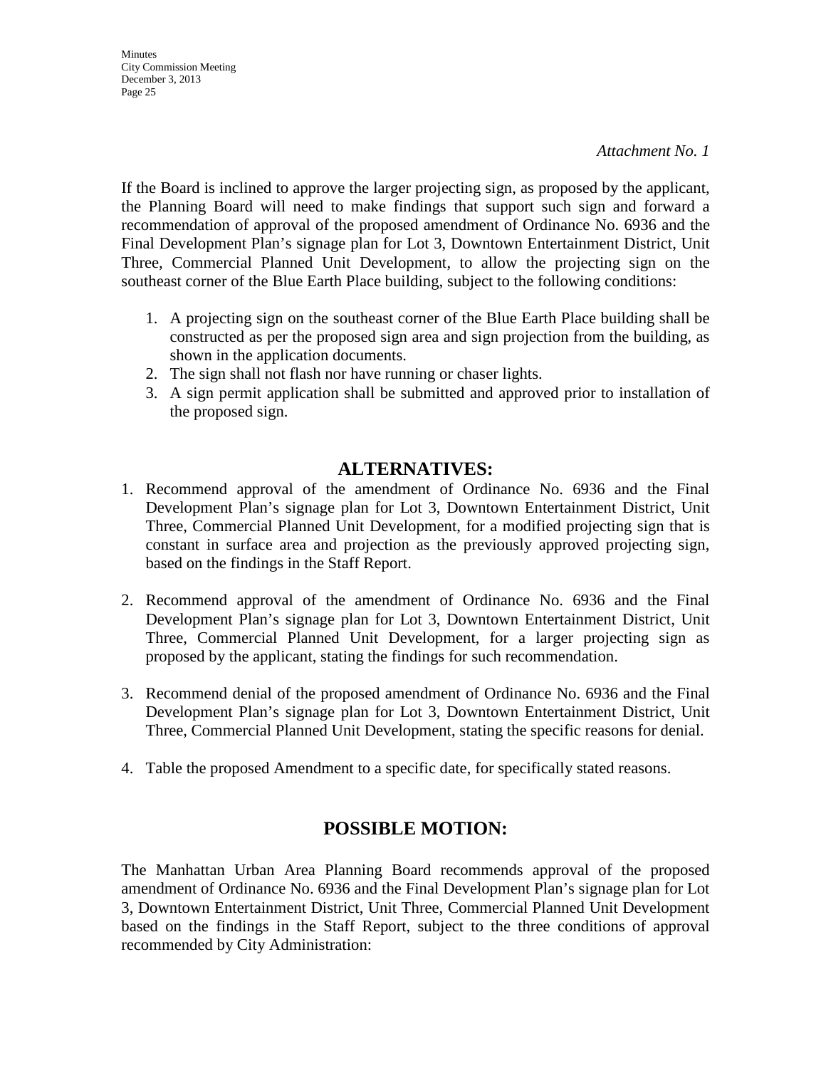*Attachment No. 1*

If the Board is inclined to approve the larger projecting sign, as proposed by the applicant, the Planning Board will need to make findings that support such sign and forward a recommendation of approval of the proposed amendment of Ordinance No. 6936 and the Final Development Plan's signage plan for Lot 3, Downtown Entertainment District, Unit Three, Commercial Planned Unit Development, to allow the projecting sign on the southeast corner of the Blue Earth Place building, subject to the following conditions:

1. A projecting sign on the southeast corner of the Blue Earth Place building shall be constructed as per the proposed sign area and sign projection from the building, as shown in the application documents.
2. The sign shall not flash nor have running or chaser lights.
3. A sign permit application shall be submitted and approved prior to installation of the proposed sign.

## ALTERNATIVES:

1. Recommend approval of the amendment of Ordinance No. 6936 and the Final Development Plan's signage plan for Lot 3, Downtown Entertainment District, Unit Three, Commercial Planned Unit Development, for a modified projecting sign that is constant in surface area and projection as the previously approved projecting sign, based on the findings in the Staff Report.

2. Recommend approval of the amendment of Ordinance No. 6936 and the Final Development Plan's signage plan for Lot 3, Downtown Entertainment District, Unit Three, Commercial Planned Unit Development, for a larger projecting sign as proposed by the applicant, stating the findings for such recommendation.

3. Recommend denial of the proposed amendment of Ordinance No. 6936 and the Final Development Plan's signage plan for Lot 3, Downtown Entertainment District, Unit Three, Commercial Planned Unit Development, stating the specific reasons for denial.

4. Table the proposed Amendment to a specific date, for specifically stated reasons.

## POSSIBLE MOTION:

The Manhattan Urban Area Planning Board recommends approval of the proposed amendment of Ordinance No. 6936 and the Final Development Plan's signage plan for Lot 3, Downtown Entertainment District, Unit Three, Commercial Planned Unit Development based on the findings in the Staff Report, subject to the three conditions of approval recommended by City Administration: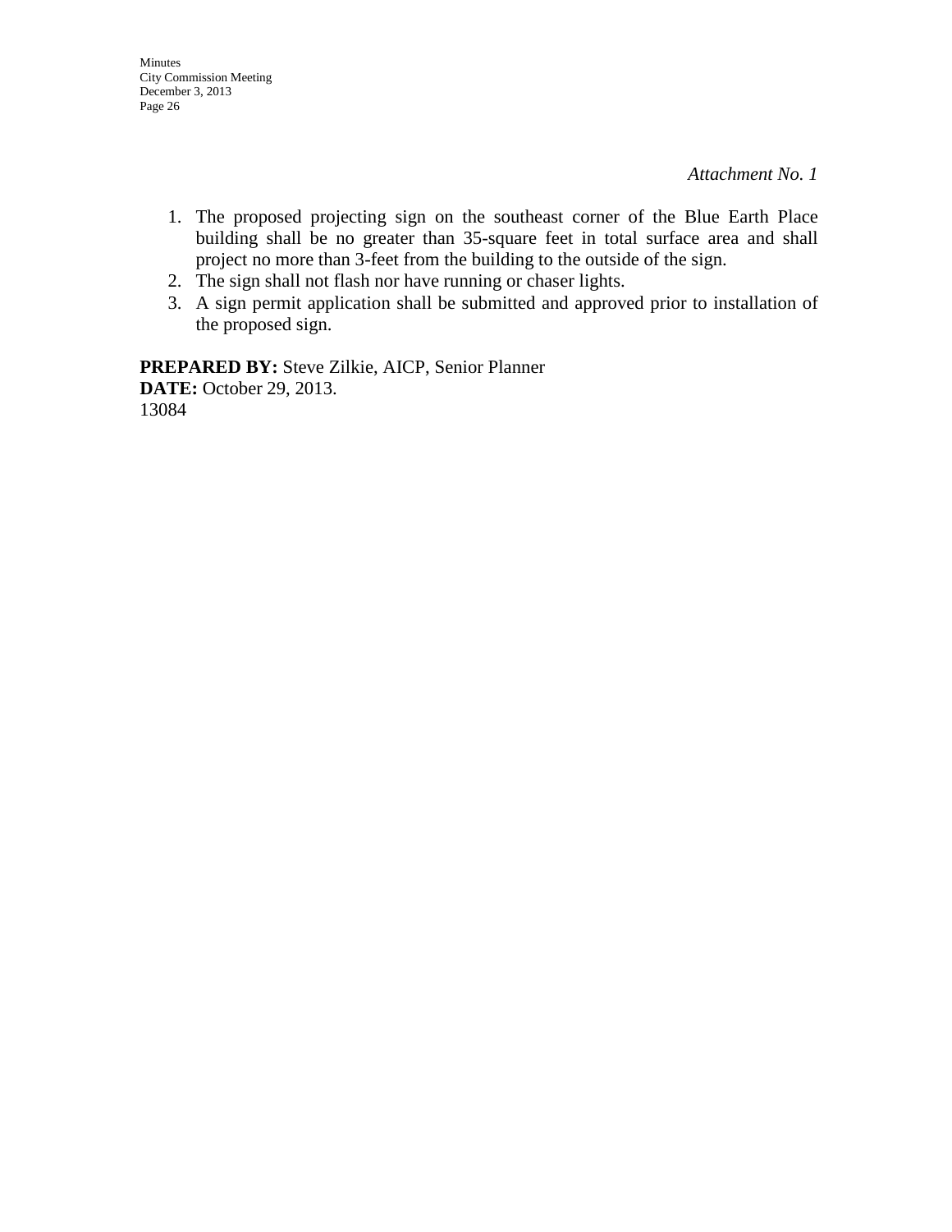*Attachment No. 1*

1. The proposed projecting sign on the southeast corner of the Blue Earth Place building shall be no greater than 35-square feet in total surface area and shall project no more than 3-feet from the building to the outside of the sign.
2. The sign shall not flash nor have running or chaser lights.
3. A sign permit application shall be submitted and approved prior to installation of the proposed sign.

**PREPARED BY:** Steve Zilkie, AICP, Senior Planner
**DATE:** October 29, 2013.
13084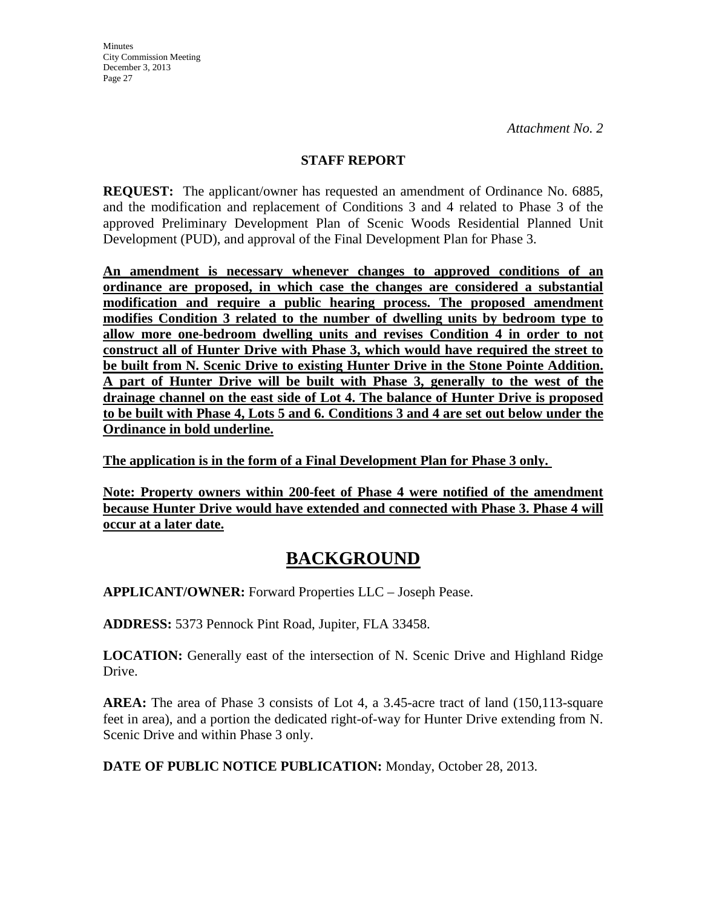*Attachment No. 2*

**STAFF REPORT**

**REQUEST:** The applicant/owner has requested an amendment of Ordinance No. 6885, and the modification and replacement of Conditions 3 and 4 related to Phase 3 of the approved Preliminary Development Plan of Scenic Woods Residential Planned Unit Development (PUD), and approval of the Final Development Plan for Phase 3.

**An amendment is necessary whenever changes to approved conditions of an ordinance are proposed, in which case the changes are considered a substantial modification and require a public hearing process. The proposed amendment modifies Condition 3 related to the number of dwelling units by bedroom type to allow more one-bedroom dwelling units and revises Condition 4 in order to not construct all of Hunter Drive with Phase 3, which would have required the street to be built from N. Scenic Drive to existing Hunter Drive in the Stone Pointe Addition. A part of Hunter Drive will be built with Phase 3, generally to the west of the drainage channel on the east side of Lot 4. The balance of Hunter Drive is proposed to be built with Phase 4, Lots 5 and 6. Conditions 3 and 4 are set out below under the Ordinance in bold underline.**

**The application is in the form of a Final Development Plan for Phase 3 only.**

**Note: Property owners within 200-feet of Phase 4 were notified of the amendment because Hunter Drive would have extended and connected with Phase 3. Phase 4 will occur at a later date.**

# BACKGROUND

**APPLICANT/OWNER:** Forward Properties LLC – Joseph Pease.

**ADDRESS:** 5373 Pennock Pint Road, Jupiter, FLA 33458.

**LOCATION:** Generally east of the intersection of N. Scenic Drive and Highland Ridge Drive.

**AREA:** The area of Phase 3 consists of Lot 4, a 3.45-acre tract of land (150,113-square feet in area), and a portion the dedicated right-of-way for Hunter Drive extending from N. Scenic Drive and within Phase 3 only.

**DATE OF PUBLIC NOTICE PUBLICATION:** Monday, October 28, 2013.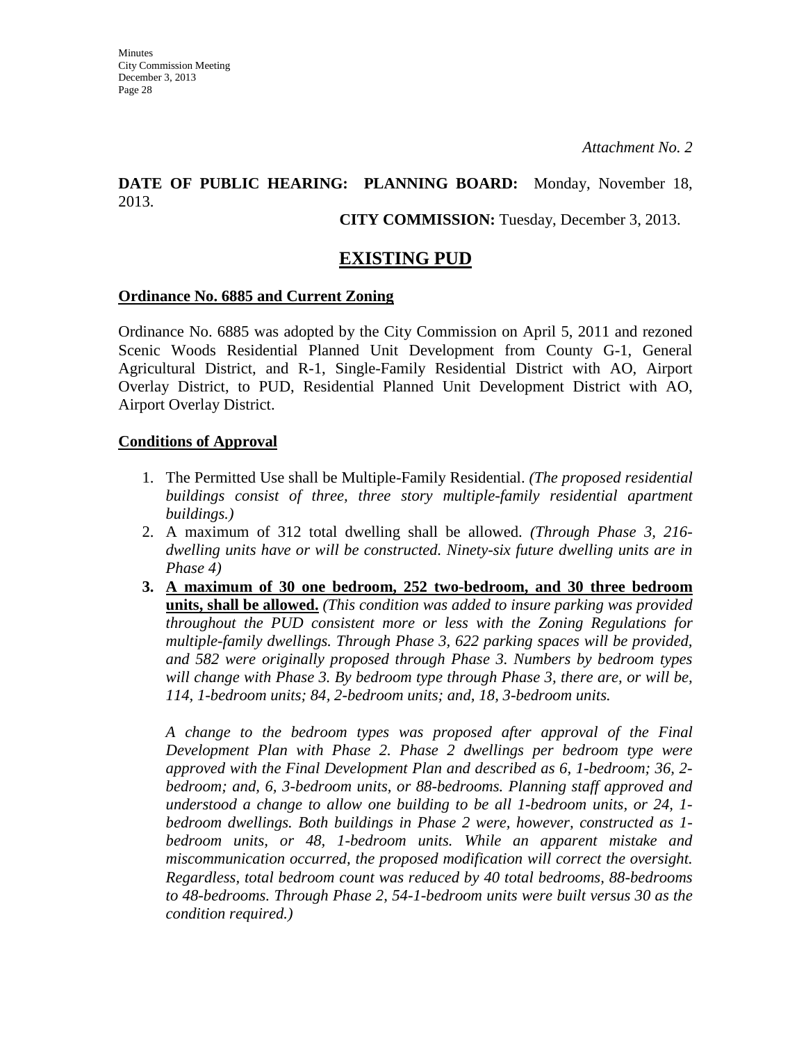*Attachment No. 2*

**DATE OF PUBLIC HEARING: PLANNING BOARD:** Monday, November 18, 2013.

**CITY COMMISSION:** Tuesday, December 3, 2013.

## EXISTING PUD

**Ordinance No. 6885 and Current Zoning**

Ordinance No. 6885 was adopted by the City Commission on April 5, 2011 and rezoned Scenic Woods Residential Planned Unit Development from County G-1, General Agricultural District, and R-1, Single-Family Residential District with AO, Airport Overlay District, to PUD, Residential Planned Unit Development District with AO, Airport Overlay District.

**Conditions of Approval**

1. The Permitted Use shall be Multiple-Family Residential. *(The proposed residential buildings consist of three, three story multiple-family residential apartment buildings.)*
2. A maximum of 312 total dwelling shall be allowed. *(Through Phase 3, 216-dwelling units have or will be constructed. Ninety-six future dwelling units are in Phase 4)*
3. **A maximum of 30 one bedroom, 252 two-bedroom, and 30 three bedroom units, shall be allowed.** *(This condition was added to insure parking was provided throughout the PUD consistent more or less with the Zoning Regulations for multiple-family dwellings. Through Phase 3, 622 parking spaces will be provided, and 582 were originally proposed through Phase 3. Numbers by bedroom types will change with Phase 3. By bedroom type through Phase 3, there are, or will be, 114, 1-bedroom units; 84, 2-bedroom units; and, 18, 3-bedroom units.*

   *A change to the bedroom types was proposed after approval of the Final Development Plan with Phase 2. Phase 2 dwellings per bedroom type were approved with the Final Development Plan and described as 6, 1-bedroom; 36, 2-bedroom; and, 6, 3-bedroom units, or 88-bedrooms. Planning staff approved and understood a change to allow one building to be all 1-bedroom units, or 24, 1-bedroom dwellings. Both buildings in Phase 2 were, however, constructed as 1-bedroom units, or 48, 1-bedroom units. While an apparent mistake and miscommunication occurred, the proposed modification will correct the oversight. Regardless, total bedroom count was reduced by 40 total bedrooms, 88-bedrooms to 48-bedrooms. Through Phase 2, 54-1-bedroom units were built versus 30 as the condition required.)*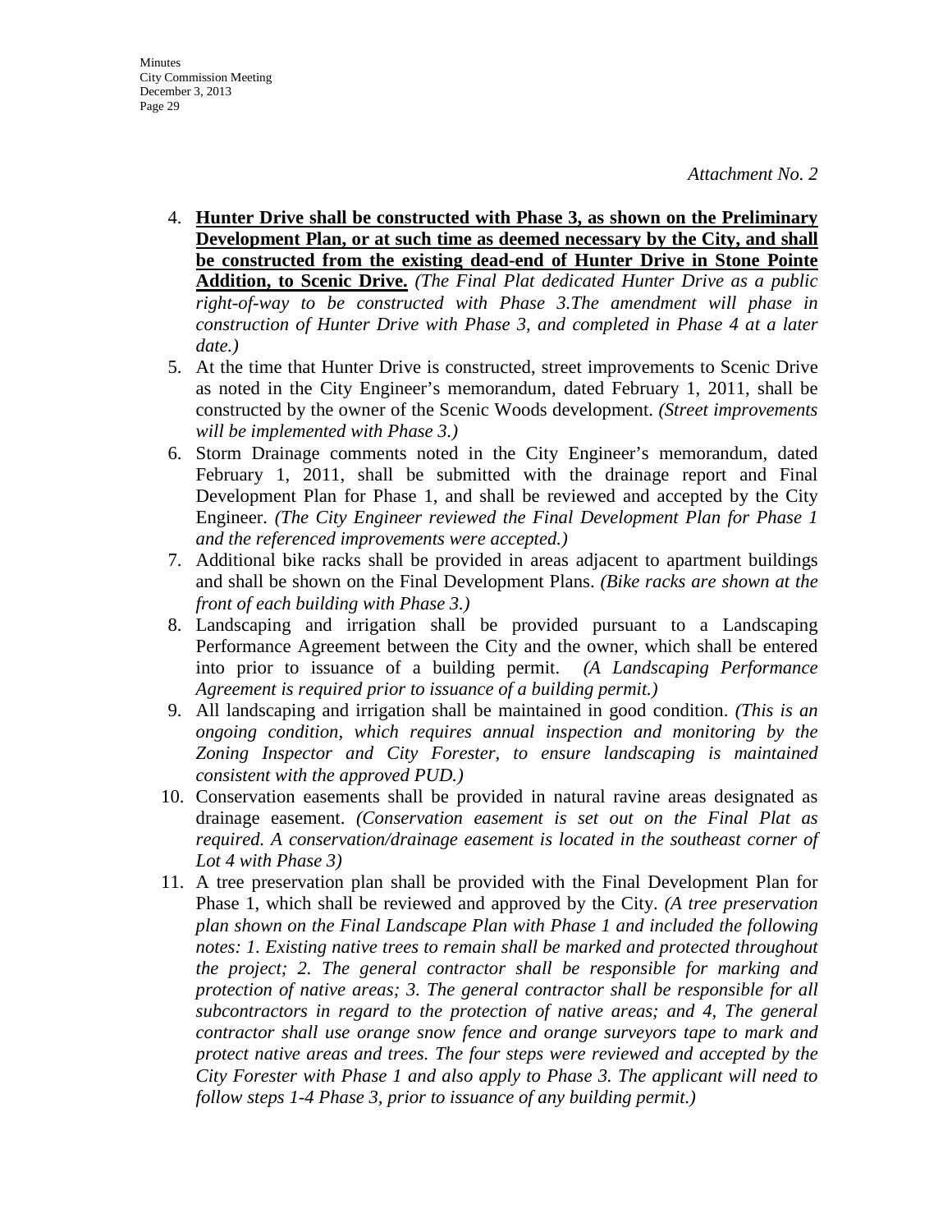*Attachment No. 2*

4. **<u>Hunter Drive shall be constructed with Phase 3, as shown on the Preliminary Development Plan, or at such time as deemed necessary by the City, and shall be constructed from the existing dead-end of Hunter Drive in Stone Pointe Addition, to Scenic Drive.</u>** *(The Final Plat dedicated Hunter Drive as a public right-of-way to be constructed with Phase 3.The amendment will phase in construction of Hunter Drive with Phase 3, and completed in Phase 4 at a later date.)*
5. At the time that Hunter Drive is constructed, street improvements to Scenic Drive as noted in the City Engineer's memorandum, dated February 1, 2011, shall be constructed by the owner of the Scenic Woods development. *(Street improvements will be implemented with Phase 3.)*
6. Storm Drainage comments noted in the City Engineer's memorandum, dated February 1, 2011, shall be submitted with the drainage report and Final Development Plan for Phase 1, and shall be reviewed and accepted by the City Engineer. *(The City Engineer reviewed the Final Development Plan for Phase 1 and the referenced improvements were accepted.)*
7. Additional bike racks shall be provided in areas adjacent to apartment buildings and shall be shown on the Final Development Plans. *(Bike racks are shown at the front of each building with Phase 3.)*
8. Landscaping and irrigation shall be provided pursuant to a Landscaping Performance Agreement between the City and the owner, which shall be entered into prior to issuance of a building permit. *(A Landscaping Performance Agreement is required prior to issuance of a building permit.)*
9. All landscaping and irrigation shall be maintained in good condition. *(This is an ongoing condition, which requires annual inspection and monitoring by the Zoning Inspector and City Forester, to ensure landscaping is maintained consistent with the approved PUD.)*
10. Conservation easements shall be provided in natural ravine areas designated as drainage easement. *(Conservation easement is set out on the Final Plat as required. A conservation/drainage easement is located in the southeast corner of Lot 4 with Phase 3)*
11. A tree preservation plan shall be provided with the Final Development Plan for Phase 1, which shall be reviewed and approved by the City. *(A tree preservation plan shown on the Final Landscape Plan with Phase 1 and included the following notes: 1. Existing native trees to remain shall be marked and protected throughout the project; 2. The general contractor shall be responsible for marking and protection of native areas; 3. The general contractor shall be responsible for all subcontractors in regard to the protection of native areas; and 4, The general contractor shall use orange snow fence and orange surveyors tape to mark and protect native areas and trees. The four steps were reviewed and accepted by the City Forester with Phase 1 and also apply to Phase 3. The applicant will need to follow steps 1-4 Phase 3, prior to issuance of any building permit.)*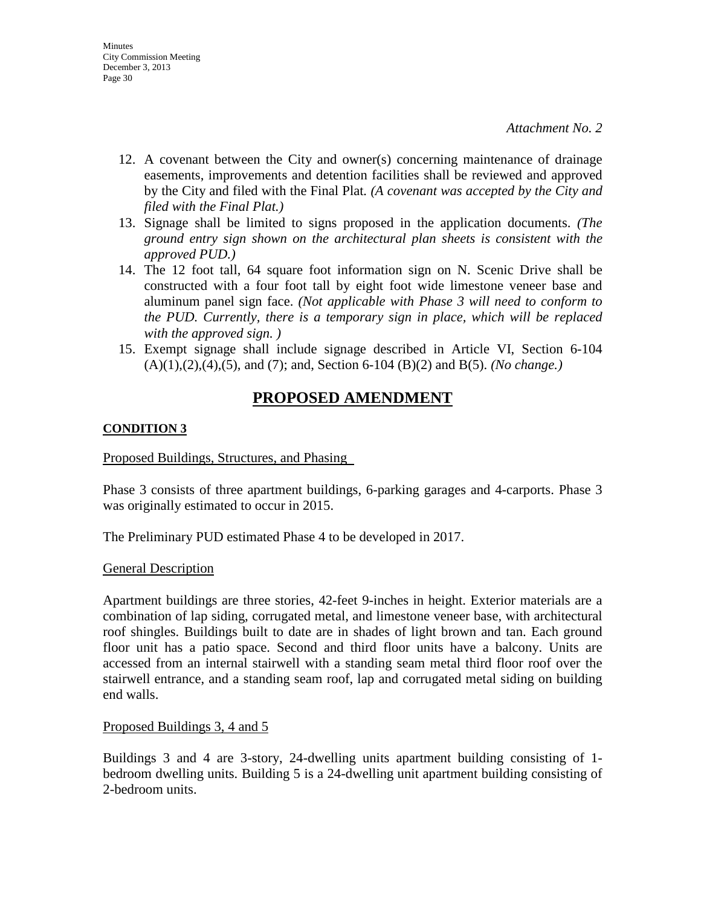*Attachment No. 2*

12. A covenant between the City and owner(s) concerning maintenance of drainage easements, improvements and detention facilities shall be reviewed and approved by the City and filed with the Final Plat. *(A covenant was accepted by the City and filed with the Final Plat.)*
13. Signage shall be limited to signs proposed in the application documents. *(The ground entry sign shown on the architectural plan sheets is consistent with the approved PUD.)*
14. The 12 foot tall, 64 square foot information sign on N. Scenic Drive shall be constructed with a four foot tall by eight foot wide limestone veneer base and aluminum panel sign face. *(Not applicable with Phase 3 will need to conform to the PUD. Currently, there is a temporary sign in place, which will be replaced with the approved sign. )*
15. Exempt signage shall include signage described in Article VI, Section 6-104 (A)(1),(2),(4),(5), and (7); and, Section 6-104 (B)(2) and B(5). *(No change.)*

## PROPOSED AMENDMENT

**CONDITION 3**

Proposed Buildings, Structures, and Phasing

Phase 3 consists of three apartment buildings, 6-parking garages and 4-carports. Phase 3 was originally estimated to occur in 2015.

The Preliminary PUD estimated Phase 4 to be developed in 2017.

General Description

Apartment buildings are three stories, 42-feet 9-inches in height. Exterior materials are a combination of lap siding, corrugated metal, and limestone veneer base, with architectural roof shingles. Buildings built to date are in shades of light brown and tan. Each ground floor unit has a patio space. Second and third floor units have a balcony. Units are accessed from an internal stairwell with a standing seam metal third floor roof over the stairwell entrance, and a standing seam roof, lap and corrugated metal siding on building end walls.

Proposed Buildings 3, 4 and 5

Buildings 3 and 4 are 3-story, 24-dwelling units apartment building consisting of 1-bedroom dwelling units. Building 5 is a 24-dwelling unit apartment building consisting of 2-bedroom units.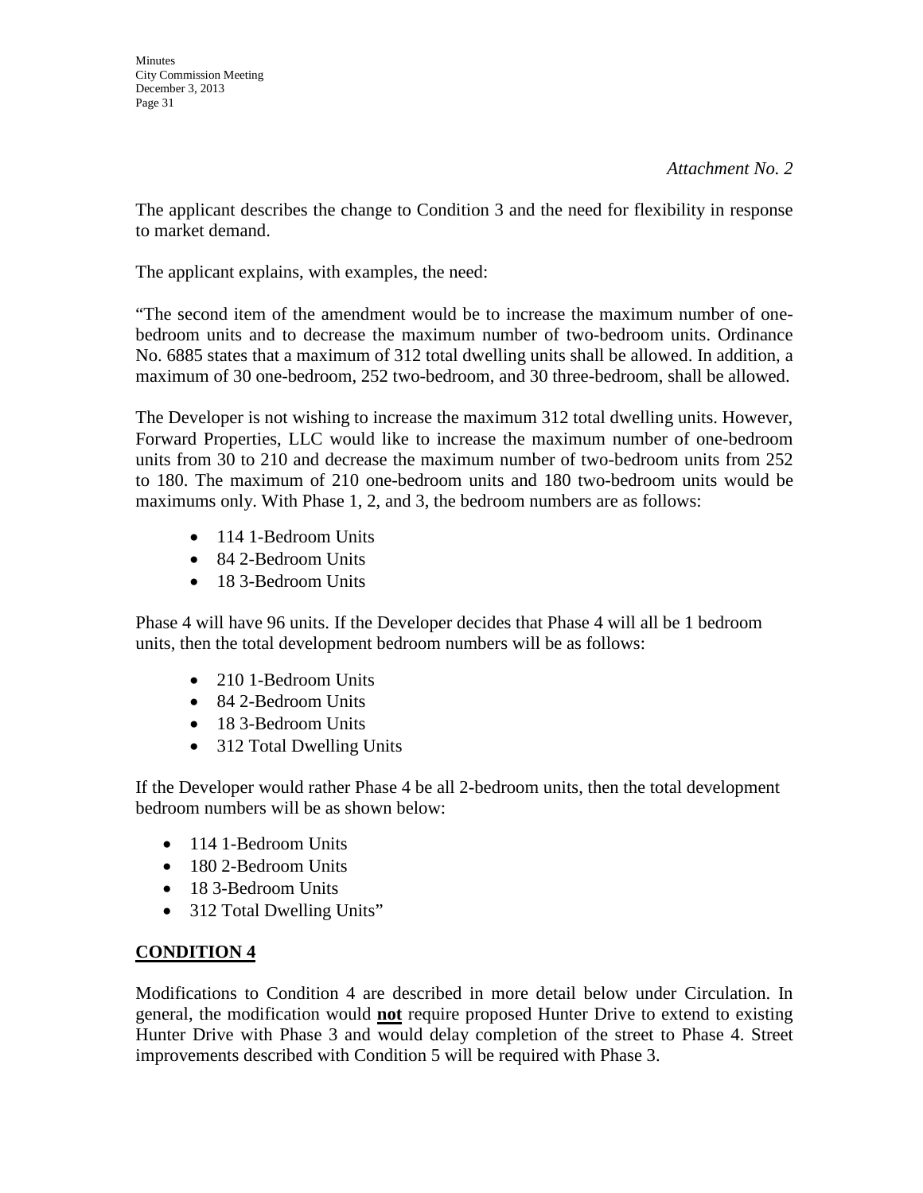*Attachment No. 2*

The applicant describes the change to Condition 3 and the need for flexibility in response to market demand.

The applicant explains, with examples, the need:

"The second item of the amendment would be to increase the maximum number of one-bedroom units and to decrease the maximum number of two-bedroom units. Ordinance No. 6885 states that a maximum of 312 total dwelling units shall be allowed. In addition, a maximum of 30 one-bedroom, 252 two-bedroom, and 30 three-bedroom, shall be allowed.

The Developer is not wishing to increase the maximum 312 total dwelling units. However, Forward Properties, LLC would like to increase the maximum number of one-bedroom units from 30 to 210 and decrease the maximum number of two-bedroom units from 252 to 180. The maximum of 210 one-bedroom units and 180 two-bedroom units would be maximums only. With Phase 1, 2, and 3, the bedroom numbers are as follows:

- 114 1-Bedroom Units
- 84 2-Bedroom Units
- 18 3-Bedroom Units

Phase 4 will have 96 units. If the Developer decides that Phase 4 will all be 1 bedroom units, then the total development bedroom numbers will be as follows:

- 210 1-Bedroom Units
- 84 2-Bedroom Units
- 18 3-Bedroom Units
- 312 Total Dwelling Units

If the Developer would rather Phase 4 be all 2-bedroom units, then the total development bedroom numbers will be as shown below:

- 114 1-Bedroom Units
- 180 2-Bedroom Units
- 18 3-Bedroom Units
- 312 Total Dwelling Units"

## CONDITION 4

Modifications to Condition 4 are described in more detail below under Circulation. In general, the modification would **not** require proposed Hunter Drive to extend to existing Hunter Drive with Phase 3 and would delay completion of the street to Phase 4. Street improvements described with Condition 5 will be required with Phase 3.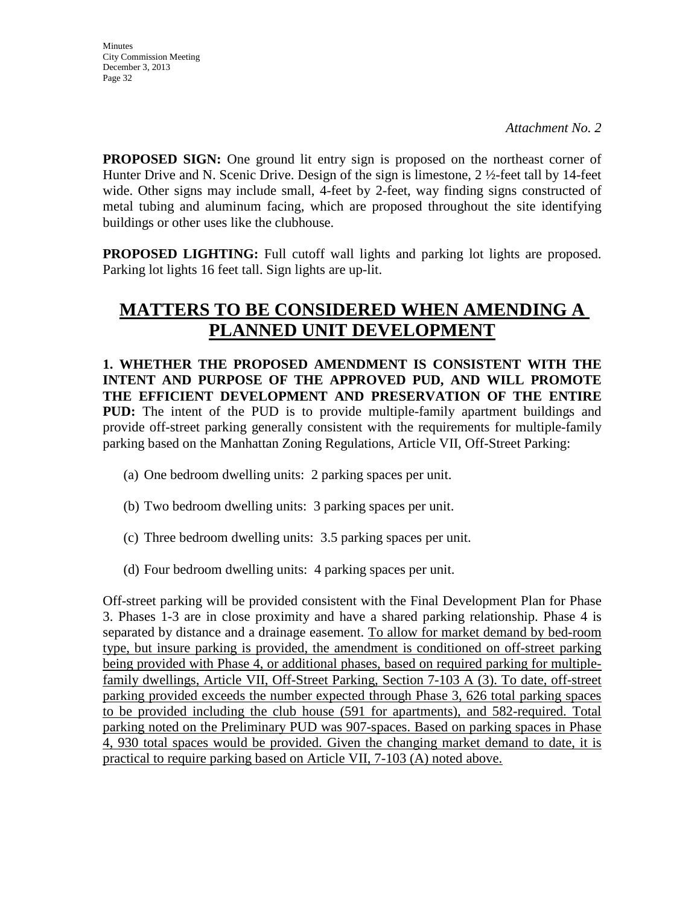*Attachment No. 2*

**PROPOSED SIGN:** One ground lit entry sign is proposed on the northeast corner of Hunter Drive and N. Scenic Drive. Design of the sign is limestone, 2 ½-feet tall by 14-feet wide. Other signs may include small, 4-feet by 2-feet, way finding signs constructed of metal tubing and aluminum facing, which are proposed throughout the site identifying buildings or other uses like the clubhouse.

**PROPOSED LIGHTING:** Full cutoff wall lights and parking lot lights are proposed. Parking lot lights 16 feet tall. Sign lights are up-lit.

# MATTERS TO BE CONSIDERED WHEN AMENDING A PLANNED UNIT DEVELOPMENT

**1. WHETHER THE PROPOSED AMENDMENT IS CONSISTENT WITH THE INTENT AND PURPOSE OF THE APPROVED PUD, AND WILL PROMOTE THE EFFICIENT DEVELOPMENT AND PRESERVATION OF THE ENTIRE PUD:** The intent of the PUD is to provide multiple-family apartment buildings and provide off-street parking generally consistent with the requirements for multiple-family parking based on the Manhattan Zoning Regulations, Article VII, Off-Street Parking:

(a) One bedroom dwelling units: 2 parking spaces per unit.

(b) Two bedroom dwelling units: 3 parking spaces per unit.

(c) Three bedroom dwelling units: 3.5 parking spaces per unit.

(d) Four bedroom dwelling units: 4 parking spaces per unit.

Off-street parking will be provided consistent with the Final Development Plan for Phase 3. Phases 1-3 are in close proximity and have a shared parking relationship. Phase 4 is separated by distance and a drainage easement. <u>To allow for market demand by bed-room type, but insure parking is provided, the amendment is conditioned on off-street parking being provided with Phase 4, or additional phases, based on required parking for multiple-family dwellings, Article VII, Off-Street Parking, Section 7-103 A (3). To date, off-street parking provided exceeds the number expected through Phase 3, 626 total parking spaces to be provided including the club house (591 for apartments), and 582-required. Total parking noted on the Preliminary PUD was 907-spaces. Based on parking spaces in Phase 4, 930 total spaces would be provided. Given the changing market demand to date, it is practical to require parking based on Article VII, 7-103 (A) noted above.</u>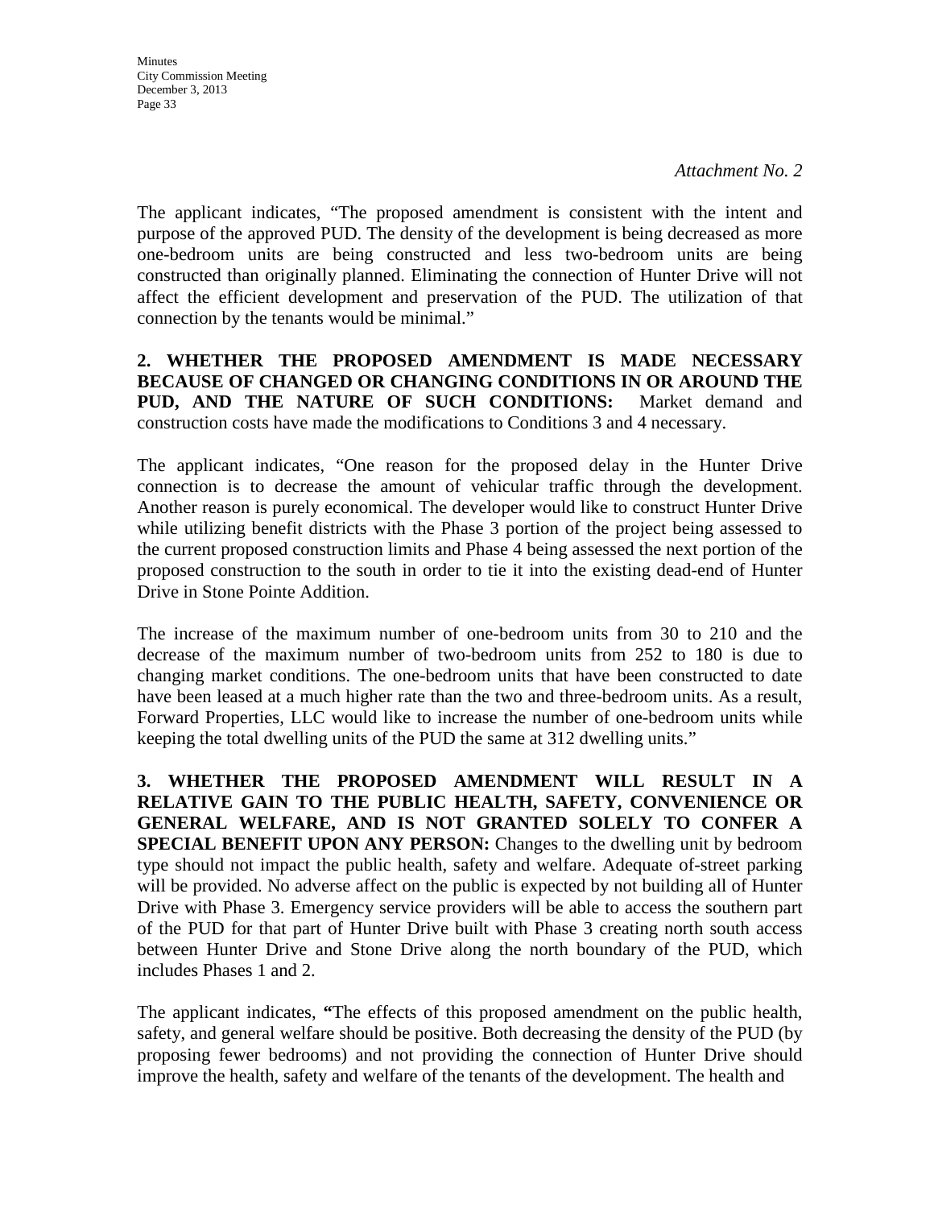*Attachment No. 2*

The applicant indicates, "The proposed amendment is consistent with the intent and purpose of the approved PUD. The density of the development is being decreased as more one-bedroom units are being constructed and less two-bedroom units are being constructed than originally planned. Eliminating the connection of Hunter Drive will not affect the efficient development and preservation of the PUD. The utilization of that connection by the tenants would be minimal."

**2. WHETHER THE PROPOSED AMENDMENT IS MADE NECESSARY BECAUSE OF CHANGED OR CHANGING CONDITIONS IN OR AROUND THE PUD, AND THE NATURE OF SUCH CONDITIONS:** Market demand and construction costs have made the modifications to Conditions 3 and 4 necessary.

The applicant indicates, "One reason for the proposed delay in the Hunter Drive connection is to decrease the amount of vehicular traffic through the development. Another reason is purely economical. The developer would like to construct Hunter Drive while utilizing benefit districts with the Phase 3 portion of the project being assessed to the current proposed construction limits and Phase 4 being assessed the next portion of the proposed construction to the south in order to tie it into the existing dead-end of Hunter Drive in Stone Pointe Addition.

The increase of the maximum number of one-bedroom units from 30 to 210 and the decrease of the maximum number of two-bedroom units from 252 to 180 is due to changing market conditions. The one-bedroom units that have been constructed to date have been leased at a much higher rate than the two and three-bedroom units. As a result, Forward Properties, LLC would like to increase the number of one-bedroom units while keeping the total dwelling units of the PUD the same at 312 dwelling units."

**3. WHETHER THE PROPOSED AMENDMENT WILL RESULT IN A RELATIVE GAIN TO THE PUBLIC HEALTH, SAFETY, CONVENIENCE OR GENERAL WELFARE, AND IS NOT GRANTED SOLELY TO CONFER A SPECIAL BENEFIT UPON ANY PERSON:** Changes to the dwelling unit by bedroom type should not impact the public health, safety and welfare. Adequate of-street parking will be provided. No adverse affect on the public is expected by not building all of Hunter Drive with Phase 3. Emergency service providers will be able to access the southern part of the PUD for that part of Hunter Drive built with Phase 3 creating north south access between Hunter Drive and Stone Drive along the north boundary of the PUD, which includes Phases 1 and 2.

The applicant indicates, **"**The effects of this proposed amendment on the public health, safety, and general welfare should be positive. Both decreasing the density of the PUD (by proposing fewer bedrooms) and not providing the connection of Hunter Drive should improve the health, safety and welfare of the tenants of the development. The health and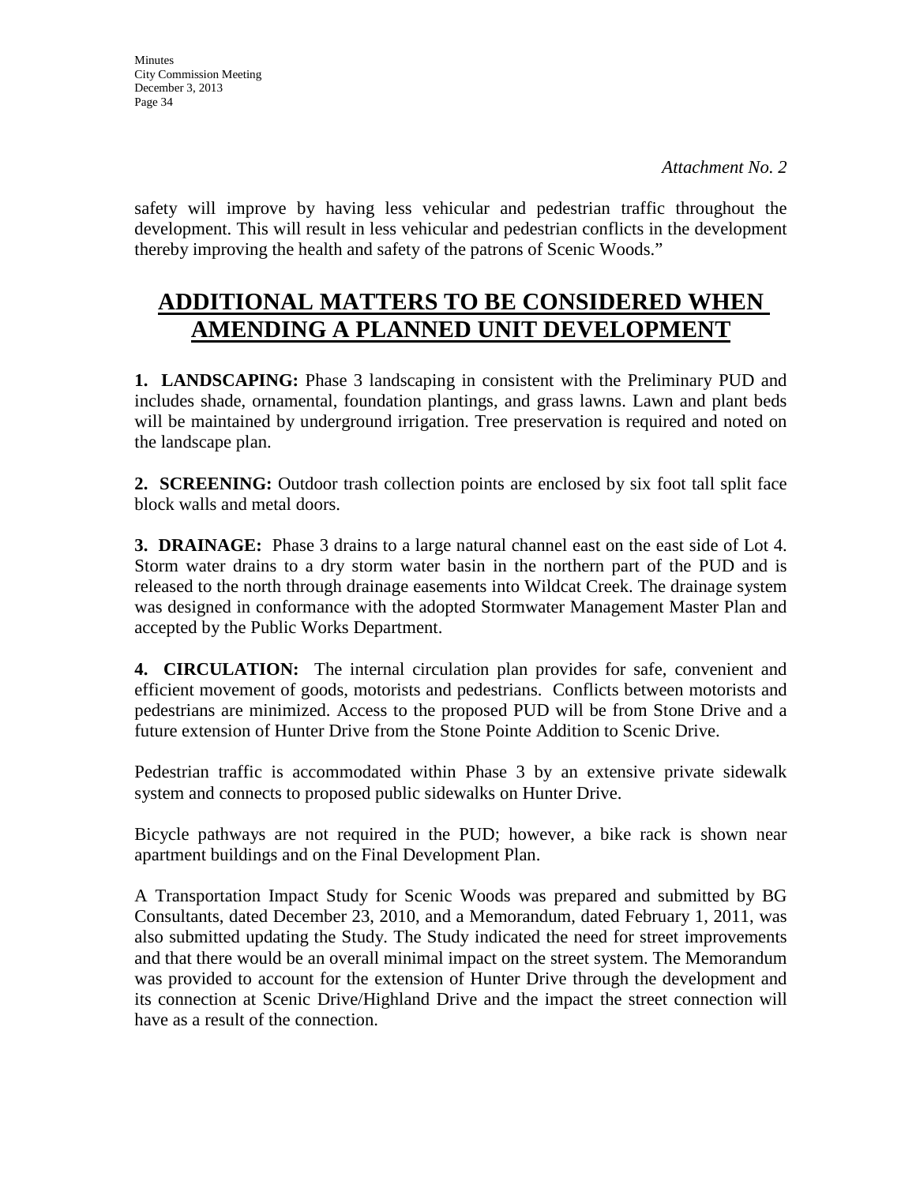*Attachment No. 2*

safety will improve by having less vehicular and pedestrian traffic throughout the development. This will result in less vehicular and pedestrian conflicts in the development thereby improving the health and safety of the patrons of Scenic Woods."

## ADDITIONAL MATTERS TO BE CONSIDERED WHEN AMENDING A PLANNED UNIT DEVELOPMENT

**1. LANDSCAPING:** Phase 3 landscaping in consistent with the Preliminary PUD and includes shade, ornamental, foundation plantings, and grass lawns. Lawn and plant beds will be maintained by underground irrigation. Tree preservation is required and noted on the landscape plan.

**2. SCREENING:** Outdoor trash collection points are enclosed by six foot tall split face block walls and metal doors.

**3. DRAINAGE:** Phase 3 drains to a large natural channel east on the east side of Lot 4. Storm water drains to a dry storm water basin in the northern part of the PUD and is released to the north through drainage easements into Wildcat Creek. The drainage system was designed in conformance with the adopted Stormwater Management Master Plan and accepted by the Public Works Department.

**4. CIRCULATION:** The internal circulation plan provides for safe, convenient and efficient movement of goods, motorists and pedestrians. Conflicts between motorists and pedestrians are minimized. Access to the proposed PUD will be from Stone Drive and a future extension of Hunter Drive from the Stone Pointe Addition to Scenic Drive.

Pedestrian traffic is accommodated within Phase 3 by an extensive private sidewalk system and connects to proposed public sidewalks on Hunter Drive.

Bicycle pathways are not required in the PUD; however, a bike rack is shown near apartment buildings and on the Final Development Plan.

A Transportation Impact Study for Scenic Woods was prepared and submitted by BG Consultants, dated December 23, 2010, and a Memorandum, dated February 1, 2011, was also submitted updating the Study. The Study indicated the need for street improvements and that there would be an overall minimal impact on the street system. The Memorandum was provided to account for the extension of Hunter Drive through the development and its connection at Scenic Drive/Highland Drive and the impact the street connection will have as a result of the connection.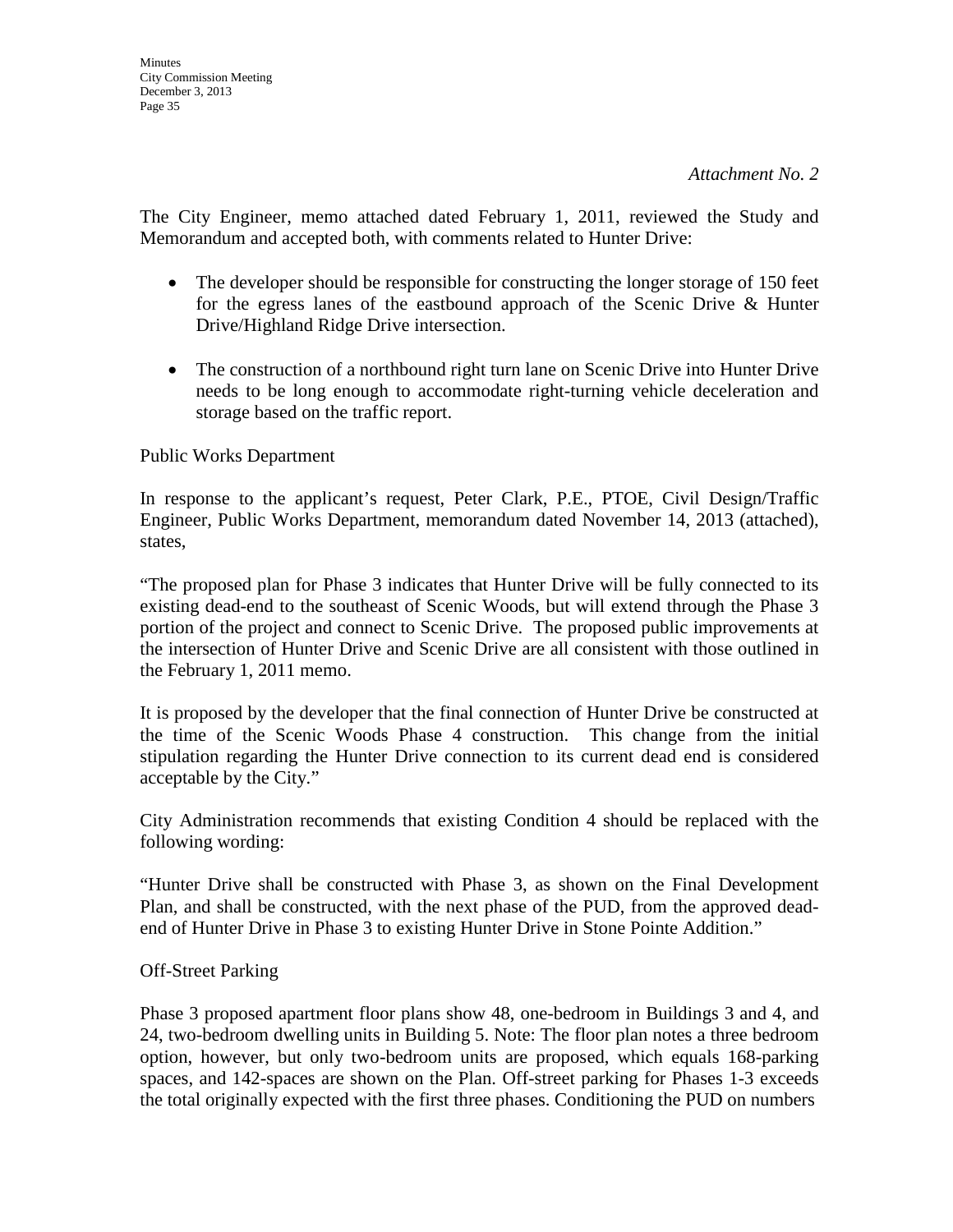*Attachment No. 2*

The City Engineer, memo attached dated February 1, 2011, reviewed the Study and Memorandum and accepted both, with comments related to Hunter Drive:

- The developer should be responsible for constructing the longer storage of 150 feet for the egress lanes of the eastbound approach of the Scenic Drive & Hunter Drive/Highland Ridge Drive intersection.
- The construction of a northbound right turn lane on Scenic Drive into Hunter Drive needs to be long enough to accommodate right-turning vehicle deceleration and storage based on the traffic report.

Public Works Department

In response to the applicant's request, Peter Clark, P.E., PTOE, Civil Design/Traffic Engineer, Public Works Department, memorandum dated November 14, 2013 (attached), states,

"The proposed plan for Phase 3 indicates that Hunter Drive will be fully connected to its existing dead-end to the southeast of Scenic Woods, but will extend through the Phase 3 portion of the project and connect to Scenic Drive. The proposed public improvements at the intersection of Hunter Drive and Scenic Drive are all consistent with those outlined in the February 1, 2011 memo.

It is proposed by the developer that the final connection of Hunter Drive be constructed at the time of the Scenic Woods Phase 4 construction. This change from the initial stipulation regarding the Hunter Drive connection to its current dead end is considered acceptable by the City."

City Administration recommends that existing Condition 4 should be replaced with the following wording:

"Hunter Drive shall be constructed with Phase 3, as shown on the Final Development Plan, and shall be constructed, with the next phase of the PUD, from the approved dead-end of Hunter Drive in Phase 3 to existing Hunter Drive in Stone Pointe Addition."

Off-Street Parking

Phase 3 proposed apartment floor plans show 48, one-bedroom in Buildings 3 and 4, and 24, two-bedroom dwelling units in Building 5. Note: The floor plan notes a three bedroom option, however, but only two-bedroom units are proposed, which equals 168-parking spaces, and 142-spaces are shown on the Plan. Off-street parking for Phases 1-3 exceeds the total originally expected with the first three phases. Conditioning the PUD on numbers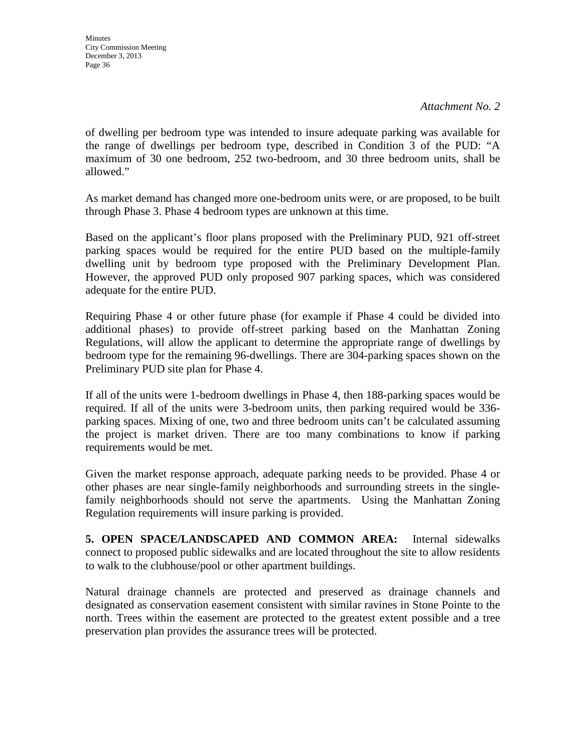*Attachment No. 2*

of dwelling per bedroom type was intended to insure adequate parking was available for the range of dwellings per bedroom type, described in Condition 3 of the PUD: "A maximum of 30 one bedroom, 252 two-bedroom, and 30 three bedroom units, shall be allowed."

As market demand has changed more one-bedroom units were, or are proposed, to be built through Phase 3. Phase 4 bedroom types are unknown at this time.

Based on the applicant's floor plans proposed with the Preliminary PUD, 921 off-street parking spaces would be required for the entire PUD based on the multiple-family dwelling unit by bedroom type proposed with the Preliminary Development Plan. However, the approved PUD only proposed 907 parking spaces, which was considered adequate for the entire PUD.

Requiring Phase 4 or other future phase (for example if Phase 4 could be divided into additional phases) to provide off-street parking based on the Manhattan Zoning Regulations, will allow the applicant to determine the appropriate range of dwellings by bedroom type for the remaining 96-dwellings. There are 304-parking spaces shown on the Preliminary PUD site plan for Phase 4.

If all of the units were 1-bedroom dwellings in Phase 4, then 188-parking spaces would be required. If all of the units were 3-bedroom units, then parking required would be 336-parking spaces. Mixing of one, two and three bedroom units can't be calculated assuming the project is market driven. There are too many combinations to know if parking requirements would be met.

Given the market response approach, adequate parking needs to be provided. Phase 4 or other phases are near single-family neighborhoods and surrounding streets in the single-family neighborhoods should not serve the apartments. Using the Manhattan Zoning Regulation requirements will insure parking is provided.

**5. OPEN SPACE/LANDSCAPED AND COMMON AREA:** Internal sidewalks connect to proposed public sidewalks and are located throughout the site to allow residents to walk to the clubhouse/pool or other apartment buildings.

Natural drainage channels are protected and preserved as drainage channels and designated as conservation easement consistent with similar ravines in Stone Pointe to the north. Trees within the easement are protected to the greatest extent possible and a tree preservation plan provides the assurance trees will be protected.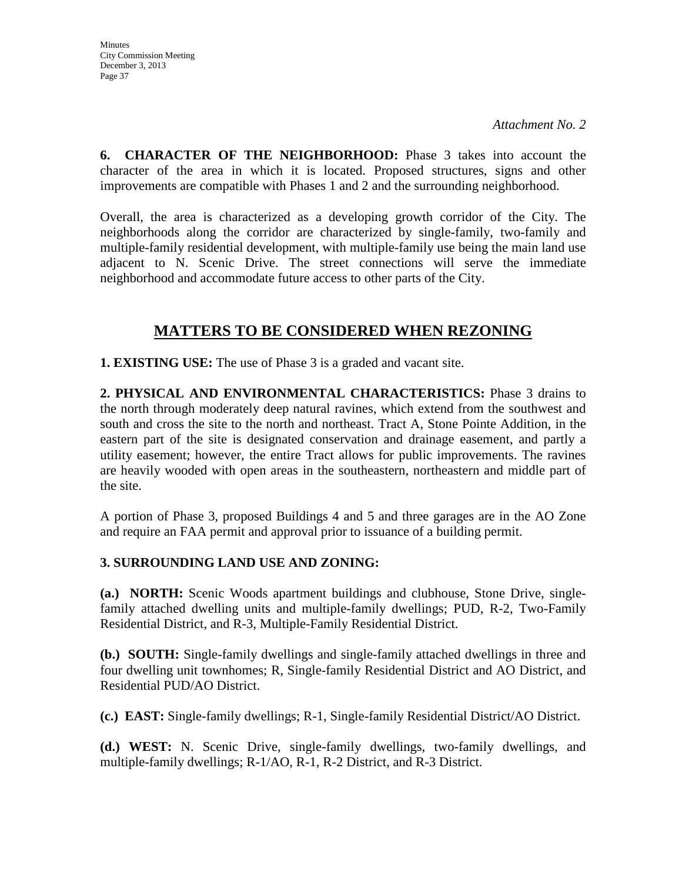*Attachment No. 2*

**6. CHARACTER OF THE NEIGHBORHOOD:** Phase 3 takes into account the character of the area in which it is located. Proposed structures, signs and other improvements are compatible with Phases 1 and 2 and the surrounding neighborhood.

Overall, the area is characterized as a developing growth corridor of the City. The neighborhoods along the corridor are characterized by single-family, two-family and multiple-family residential development, with multiple-family use being the main land use adjacent to N. Scenic Drive. The street connections will serve the immediate neighborhood and accommodate future access to other parts of the City.

## MATTERS TO BE CONSIDERED WHEN REZONING

**1. EXISTING USE:** The use of Phase 3 is a graded and vacant site.

**2. PHYSICAL AND ENVIRONMENTAL CHARACTERISTICS:** Phase 3 drains to the north through moderately deep natural ravines, which extend from the southwest and south and cross the site to the north and northeast. Tract A, Stone Pointe Addition, in the eastern part of the site is designated conservation and drainage easement, and partly a utility easement; however, the entire Tract allows for public improvements. The ravines are heavily wooded with open areas in the southeastern, northeastern and middle part of the site.

A portion of Phase 3, proposed Buildings 4 and 5 and three garages are in the AO Zone and require an FAA permit and approval prior to issuance of a building permit.

**3. SURROUNDING LAND USE AND ZONING:**

**(a.) NORTH:** Scenic Woods apartment buildings and clubhouse, Stone Drive, single-family attached dwelling units and multiple-family dwellings; PUD, R-2, Two-Family Residential District, and R-3, Multiple-Family Residential District.

**(b.) SOUTH:** Single-family dwellings and single-family attached dwellings in three and four dwelling unit townhomes; R, Single-family Residential District and AO District, and Residential PUD/AO District.

**(c.) EAST:** Single-family dwellings; R-1, Single-family Residential District/AO District.

**(d.) WEST:** N. Scenic Drive, single-family dwellings, two-family dwellings, and multiple-family dwellings; R-1/AO, R-1, R-2 District, and R-3 District.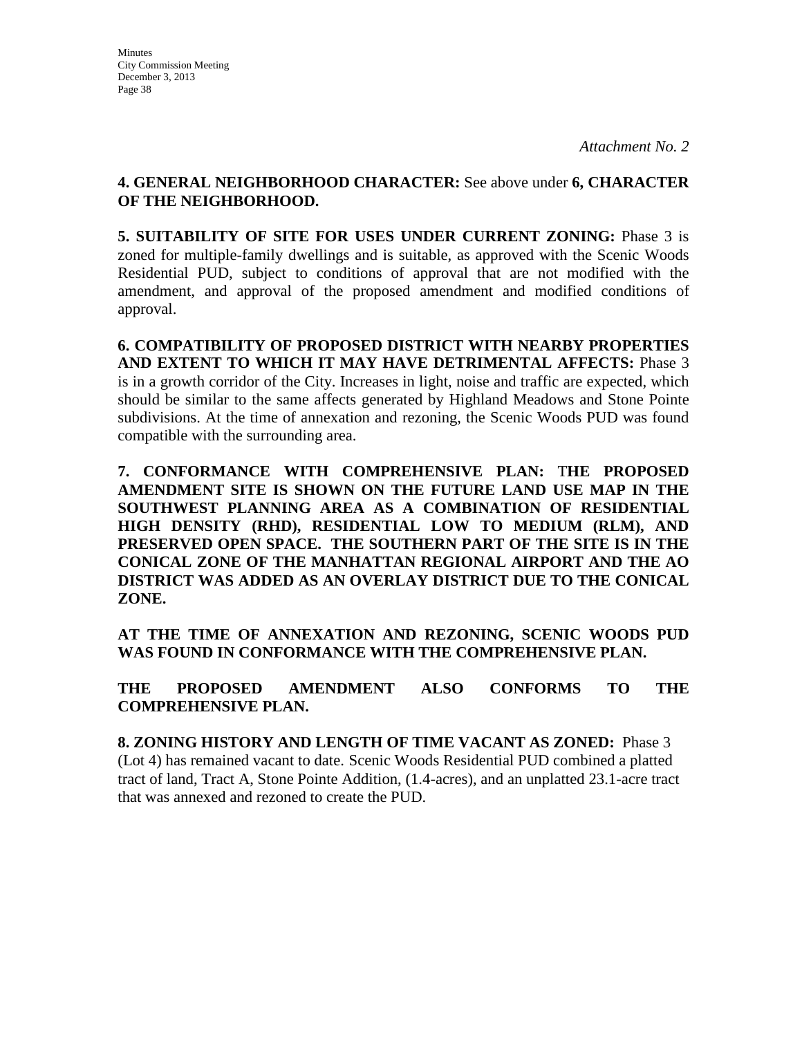*Attachment No. 2*

**4. GENERAL NEIGHBORHOOD CHARACTER:** See above under **6, CHARACTER OF THE NEIGHBORHOOD.**

**5. SUITABILITY OF SITE FOR USES UNDER CURRENT ZONING:** Phase 3 is zoned for multiple-family dwellings and is suitable, as approved with the Scenic Woods Residential PUD, subject to conditions of approval that are not modified with the amendment, and approval of the proposed amendment and modified conditions of approval.

**6. COMPATIBILITY OF PROPOSED DISTRICT WITH NEARBY PROPERTIES AND EXTENT TO WHICH IT MAY HAVE DETRIMENTAL AFFECTS:** Phase 3 is in a growth corridor of the City. Increases in light, noise and traffic are expected, which should be similar to the same affects generated by Highland Meadows and Stone Pointe subdivisions. At the time of annexation and rezoning, the Scenic Woods PUD was found compatible with the surrounding area.

**7. CONFORMANCE WITH COMPREHENSIVE PLAN: THE PROPOSED AMENDMENT SITE IS SHOWN ON THE FUTURE LAND USE MAP IN THE SOUTHWEST PLANNING AREA AS A COMBINATION OF RESIDENTIAL HIGH DENSITY (RHD), RESIDENTIAL LOW TO MEDIUM (RLM), AND PRESERVED OPEN SPACE. THE SOUTHERN PART OF THE SITE IS IN THE CONICAL ZONE OF THE MANHATTAN REGIONAL AIRPORT AND THE AO DISTRICT WAS ADDED AS AN OVERLAY DISTRICT DUE TO THE CONICAL ZONE.**

**AT THE TIME OF ANNEXATION AND REZONING, SCENIC WOODS PUD WAS FOUND IN CONFORMANCE WITH THE COMPREHENSIVE PLAN.**

**THE PROPOSED AMENDMENT ALSO CONFORMS TO THE COMPREHENSIVE PLAN.**

**8. ZONING HISTORY AND LENGTH OF TIME VACANT AS ZONED:** Phase 3 (Lot 4) has remained vacant to date. Scenic Woods Residential PUD combined a platted tract of land, Tract A, Stone Pointe Addition, (1.4-acres), and an unplatted 23.1-acre tract that was annexed and rezoned to create the PUD.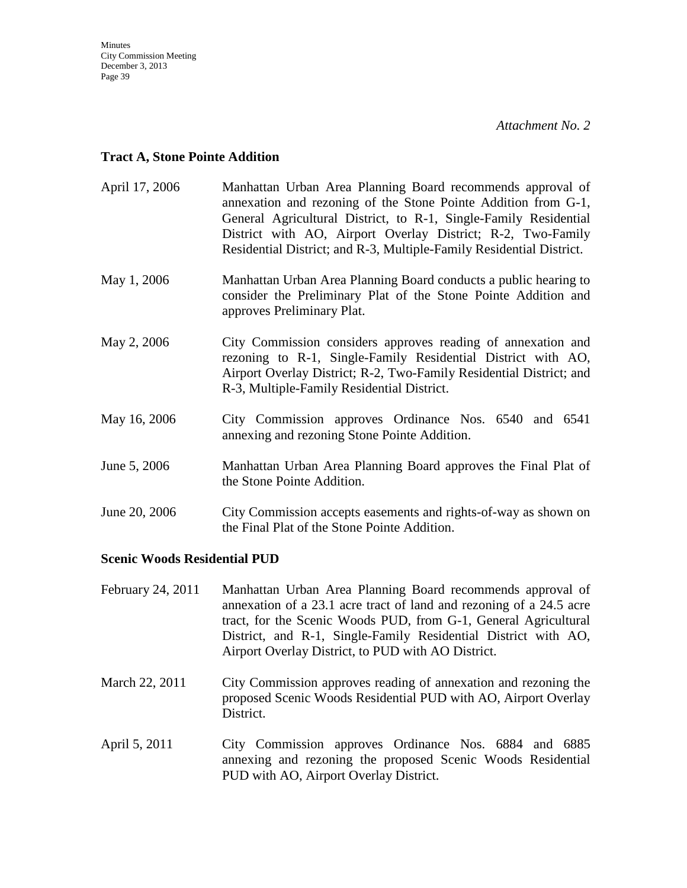*Attachment No. 2*

**Tract A, Stone Pointe Addition**

April 17, 2006 Manhattan Urban Area Planning Board recommends approval of annexation and rezoning of the Stone Pointe Addition from G-1, General Agricultural District, to R-1, Single-Family Residential District with AO, Airport Overlay District; R-2, Two-Family Residential District; and R-3, Multiple-Family Residential District.

May 1, 2006 Manhattan Urban Area Planning Board conducts a public hearing to consider the Preliminary Plat of the Stone Pointe Addition and approves Preliminary Plat.

May 2, 2006 City Commission considers approves reading of annexation and rezoning to R-1, Single-Family Residential District with AO, Airport Overlay District; R-2, Two-Family Residential District; and R-3, Multiple-Family Residential District.

May 16, 2006 City Commission approves Ordinance Nos. 6540 and 6541 annexing and rezoning Stone Pointe Addition.

June 5, 2006 Manhattan Urban Area Planning Board approves the Final Plat of the Stone Pointe Addition.

June 20, 2006 City Commission accepts easements and rights-of-way as shown on the Final Plat of the Stone Pointe Addition.

**Scenic Woods Residential PUD**

February 24, 2011 Manhattan Urban Area Planning Board recommends approval of annexation of a 23.1 acre tract of land and rezoning of a 24.5 acre tract, for the Scenic Woods PUD, from G-1, General Agricultural District, and R-1, Single-Family Residential District with AO, Airport Overlay District, to PUD with AO District.

March 22, 2011 City Commission approves reading of annexation and rezoning the proposed Scenic Woods Residential PUD with AO, Airport Overlay District.

April 5, 2011 City Commission approves Ordinance Nos. 6884 and 6885 annexing and rezoning the proposed Scenic Woods Residential PUD with AO, Airport Overlay District.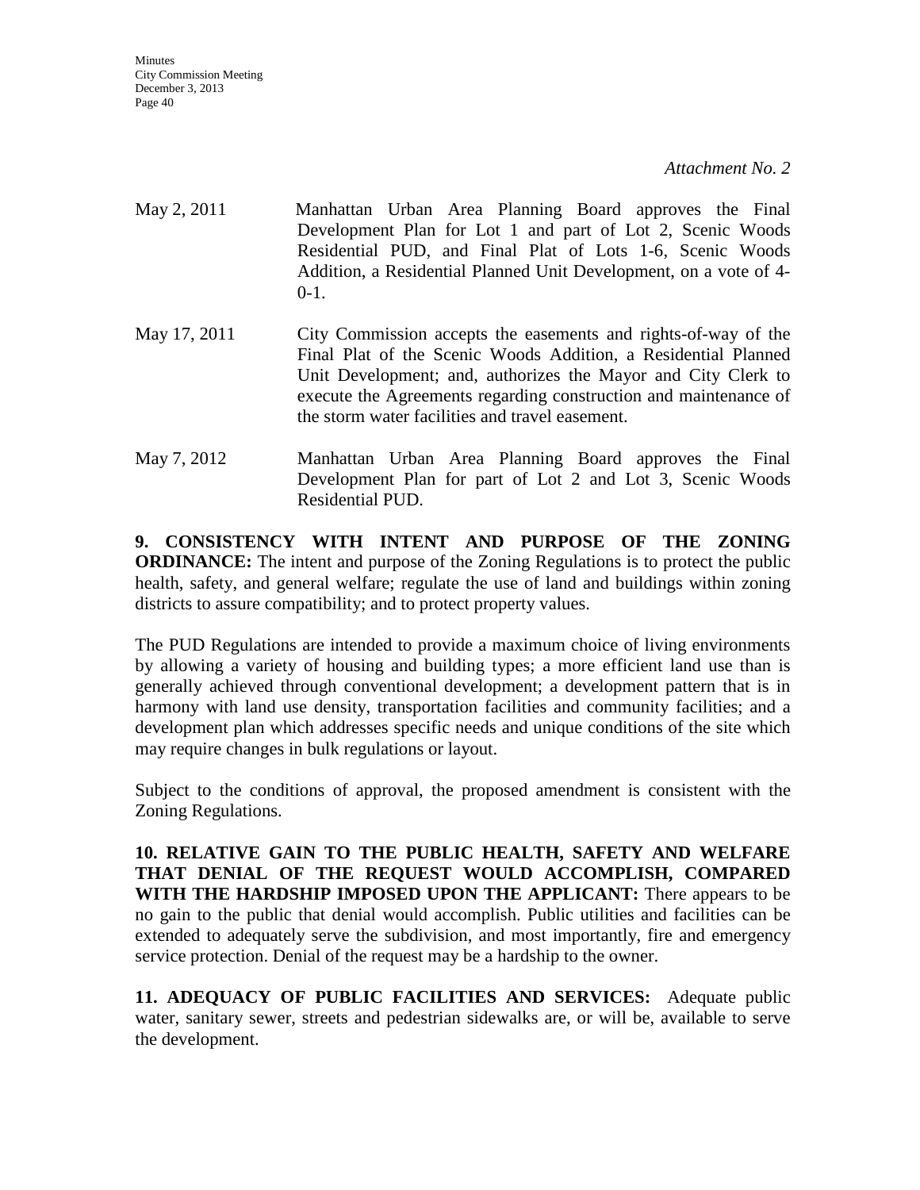*Attachment No. 2*

| | |
|---|---|
| May 2, 2011 | Manhattan Urban Area Planning Board approves the Final Development Plan for Lot 1 and part of Lot 2, Scenic Woods Residential PUD, and Final Plat of Lots 1-6, Scenic Woods Addition, a Residential Planned Unit Development, on a vote of 4-0-1. |
| May 17, 2011 | City Commission accepts the easements and rights-of-way of the Final Plat of the Scenic Woods Addition, a Residential Planned Unit Development; and, authorizes the Mayor and City Clerk to execute the Agreements regarding construction and maintenance of the storm water facilities and travel easement. |
| May 7, 2012 | Manhattan Urban Area Planning Board approves the Final Development Plan for part of Lot 2 and Lot 3, Scenic Woods Residential PUD. |

**9. CONSISTENCY WITH INTENT AND PURPOSE OF THE ZONING ORDINANCE:** The intent and purpose of the Zoning Regulations is to protect the public health, safety, and general welfare; regulate the use of land and buildings within zoning districts to assure compatibility; and to protect property values.

The PUD Regulations are intended to provide a maximum choice of living environments by allowing a variety of housing and building types; a more efficient land use than is generally achieved through conventional development; a development pattern that is in harmony with land use density, transportation facilities and community facilities; and a development plan which addresses specific needs and unique conditions of the site which may require changes in bulk regulations or layout.

Subject to the conditions of approval, the proposed amendment is consistent with the Zoning Regulations.

**10. RELATIVE GAIN TO THE PUBLIC HEALTH, SAFETY AND WELFARE THAT DENIAL OF THE REQUEST WOULD ACCOMPLISH, COMPARED WITH THE HARDSHIP IMPOSED UPON THE APPLICANT:** There appears to be no gain to the public that denial would accomplish. Public utilities and facilities can be extended to adequately serve the subdivision, and most importantly, fire and emergency service protection. Denial of the request may be a hardship to the owner.

**11. ADEQUACY OF PUBLIC FACILITIES AND SERVICES:** Adequate public water, sanitary sewer, streets and pedestrian sidewalks are, or will be, available to serve the development.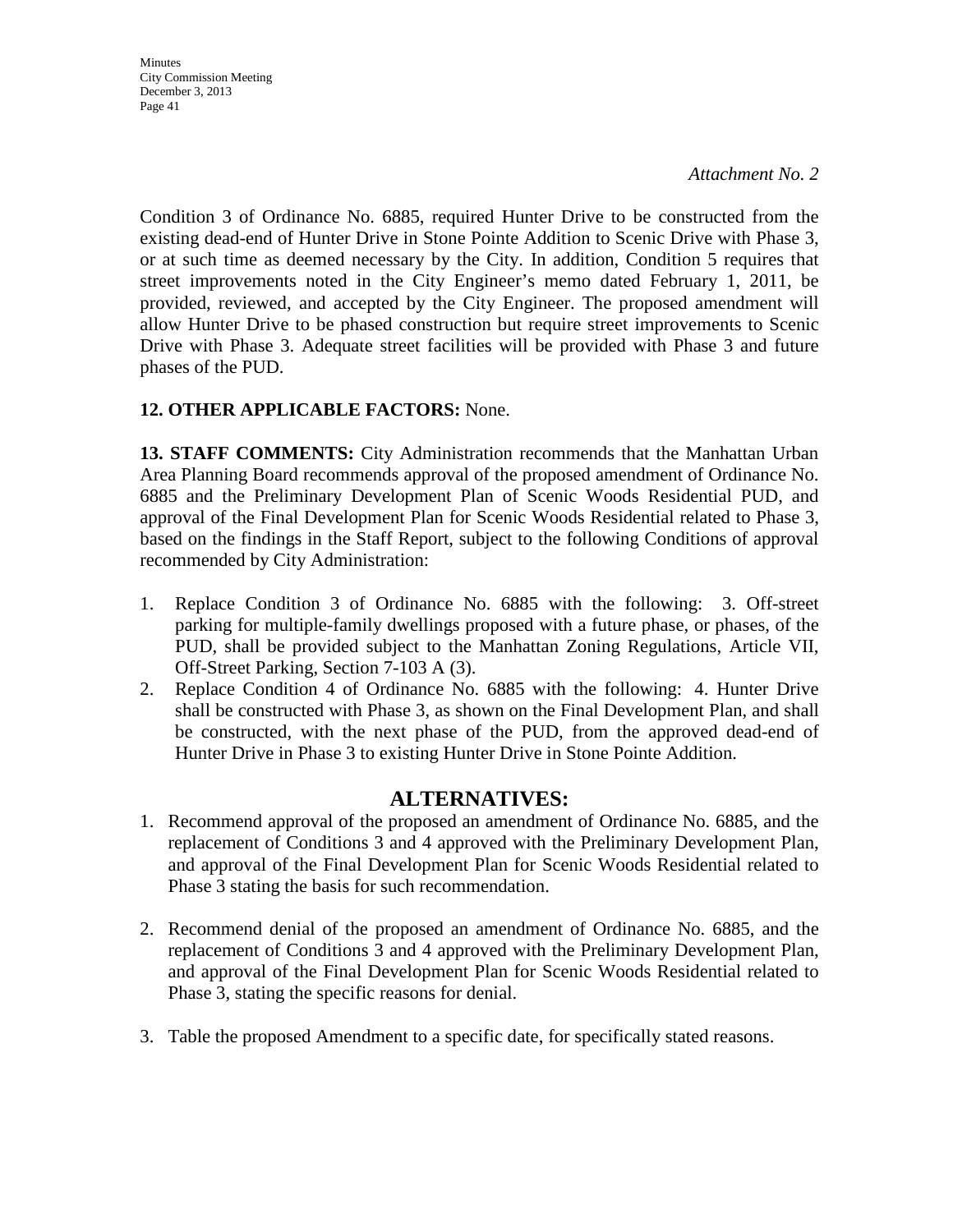*Attachment No. 2*

Condition 3 of Ordinance No. 6885, required Hunter Drive to be constructed from the existing dead-end of Hunter Drive in Stone Pointe Addition to Scenic Drive with Phase 3, or at such time as deemed necessary by the City. In addition, Condition 5 requires that street improvements noted in the City Engineer's memo dated February 1, 2011, be provided, reviewed, and accepted by the City Engineer. The proposed amendment will allow Hunter Drive to be phased construction but require street improvements to Scenic Drive with Phase 3. Adequate street facilities will be provided with Phase 3 and future phases of the PUD.

**12. OTHER APPLICABLE FACTORS:** None.

**13. STAFF COMMENTS:** City Administration recommends that the Manhattan Urban Area Planning Board recommends approval of the proposed amendment of Ordinance No. 6885 and the Preliminary Development Plan of Scenic Woods Residential PUD, and approval of the Final Development Plan for Scenic Woods Residential related to Phase 3, based on the findings in the Staff Report, subject to the following Conditions of approval recommended by City Administration:

1. Replace Condition 3 of Ordinance No. 6885 with the following: 3. Off-street parking for multiple-family dwellings proposed with a future phase, or phases, of the PUD, shall be provided subject to the Manhattan Zoning Regulations, Article VII, Off-Street Parking, Section 7-103 A (3).
2. Replace Condition 4 of Ordinance No. 6885 with the following: 4. Hunter Drive shall be constructed with Phase 3, as shown on the Final Development Plan, and shall be constructed, with the next phase of the PUD, from the approved dead-end of Hunter Drive in Phase 3 to existing Hunter Drive in Stone Pointe Addition.

## ALTERNATIVES:

1. Recommend approval of the proposed an amendment of Ordinance No. 6885, and the replacement of Conditions 3 and 4 approved with the Preliminary Development Plan, and approval of the Final Development Plan for Scenic Woods Residential related to Phase 3 stating the basis for such recommendation.

2. Recommend denial of the proposed an amendment of Ordinance No. 6885, and the replacement of Conditions 3 and 4 approved with the Preliminary Development Plan, and approval of the Final Development Plan for Scenic Woods Residential related to Phase 3, stating the specific reasons for denial.

3. Table the proposed Amendment to a specific date, for specifically stated reasons.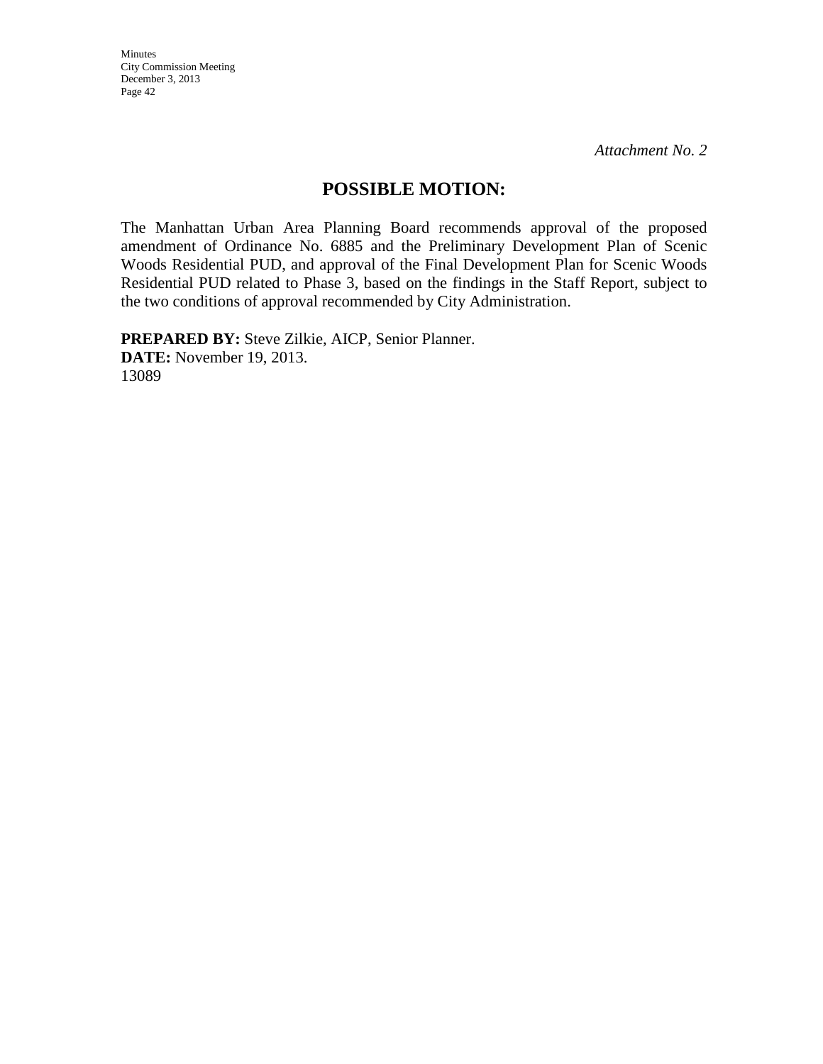*Attachment No. 2*

## POSSIBLE MOTION:

The Manhattan Urban Area Planning Board recommends approval of the proposed amendment of Ordinance No. 6885 and the Preliminary Development Plan of Scenic Woods Residential PUD, and approval of the Final Development Plan for Scenic Woods Residential PUD related to Phase 3, based on the findings in the Staff Report, subject to the two conditions of approval recommended by City Administration.

**PREPARED BY:** Steve Zilkie, AICP, Senior Planner.
**DATE:** November 19, 2013.
13089